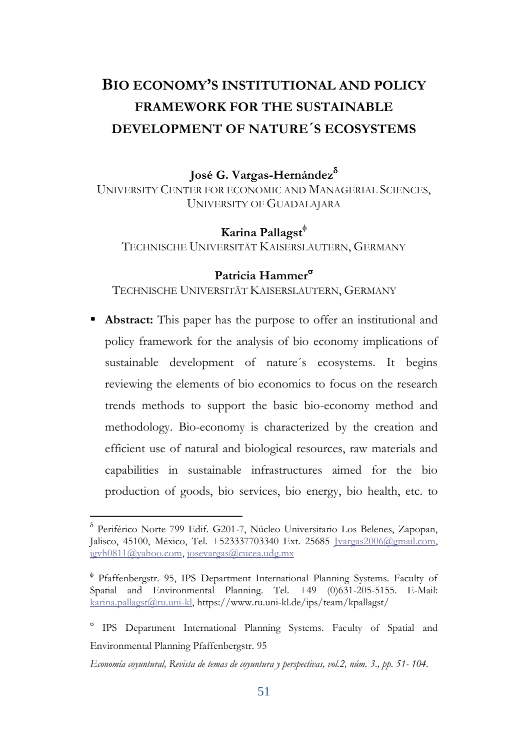# BIO ECONOMY'S INSTITUTIONAL AND POLICY FRAMEWORK FOR THE SUSTAINABLE DEVELOPMENT OF NATURE´S ECOSYSTEMS

**José G. Vargas-Hernández**[δ]

UNIVERSITY CENTER FOR ECONOMIC AND MANAGERIAL SCIENCES, UNIVERSITY OF GUADALAJARA

**Karina Pallagst**[ϕ]

TECHNISCHE UNIVERSITÄT KAISERSLAUTERN, GERMANY

**Patricia Hammer**[σ]

TECHNISCHE UNIVERSITÄT KAISERSLAUTERN, GERMANY

- **Abstract:** This paper has the purpose to offer an institutional and policy framework for the analysis of bio economy implications of sustainable development of nature´s ecosystems. It begins reviewing the elements of bio economics to focus on the research trends methods to support the basic bio-economy method and methodology. Bio-economy is characterized by the creation and efficient use of natural and biological resources, raw materials and capabilities in sustainable infrastructures aimed for the bio production of goods, bio services, bio energy, bio health, etc. to

---

[δ] Periférico Norte 799 Edif. G201-7, Núcleo Universitario Los Belenes, Zapopan, Jalisco, 45100, México, Tel. +523337703340 Ext. 25685 Jvargas2006@gmail.com, jgvh0811@yahoo.com, josevargas@cucea.udg.mx

[ϕ] Pfaffenbergstr. 95, IPS Department International Planning Systems. Faculty of Spatial and Environmental Planning. Tel. +49 (0)631-205-5155. E-Mail: karina.pallagst@ru.uni-kl, https://www.ru.uni-kl.de/ips/team/kpallagst/

[σ] IPS Department International Planning Systems. Faculty of Spatial and Environmental Planning Pfaffenbergstr. 95

*Economía coyuntural, Revista de temas de coyuntura y perspectivas, vol.2, núm. 3., pp. 51- 104.*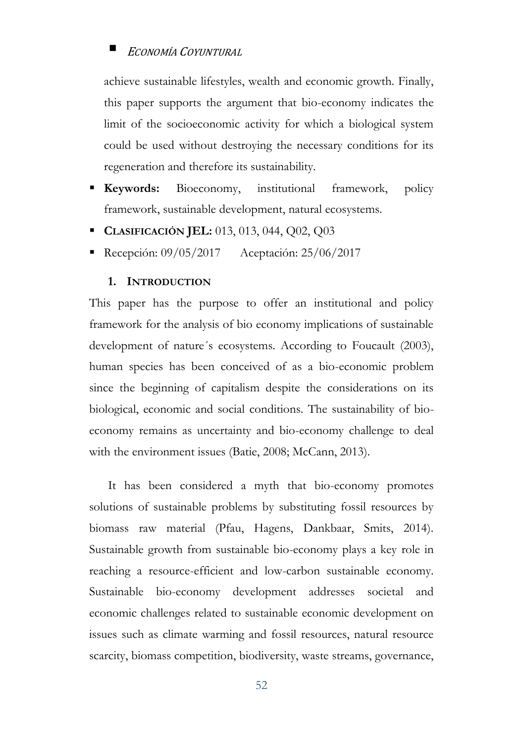achieve sustainable lifestyles, wealth and economic growth. Finally, this paper supports the argument that bio-economy indicates the limit of the socioeconomic activity for which a biological system could be used without destroying the necessary conditions for its regeneration and therefore its sustainability.

- **Keywords:** Bioeconomy, institutional framework, policy framework, sustainable development, natural ecosystems.
- **CLASIFICACIÓN JEL:** 013, 013, 044, Q02, Q03
- Recepción: 09/05/2017 Aceptación: 25/06/2017

## 1. INTRODUCTION

This paper has the purpose to offer an institutional and policy framework for the analysis of bio economy implications of sustainable development of nature´s ecosystems. According to Foucault (2003), human species has been conceived of as a bio-economic problem since the beginning of capitalism despite the considerations on its biological, economic and social conditions. The sustainability of bio-economy remains as uncertainty and bio-economy challenge to deal with the environment issues (Batie, 2008; McCann, 2013).

It has been considered a myth that bio-economy promotes solutions of sustainable problems by substituting fossil resources by biomass raw material (Pfau, Hagens, Dankbaar, Smits, 2014). Sustainable growth from sustainable bio-economy plays a key role in reaching a resource-efficient and low-carbon sustainable economy. Sustainable bio-economy development addresses societal and economic challenges related to sustainable economic development on issues such as climate warming and fossil resources, natural resource scarcity, biomass competition, biodiversity, waste streams, governance,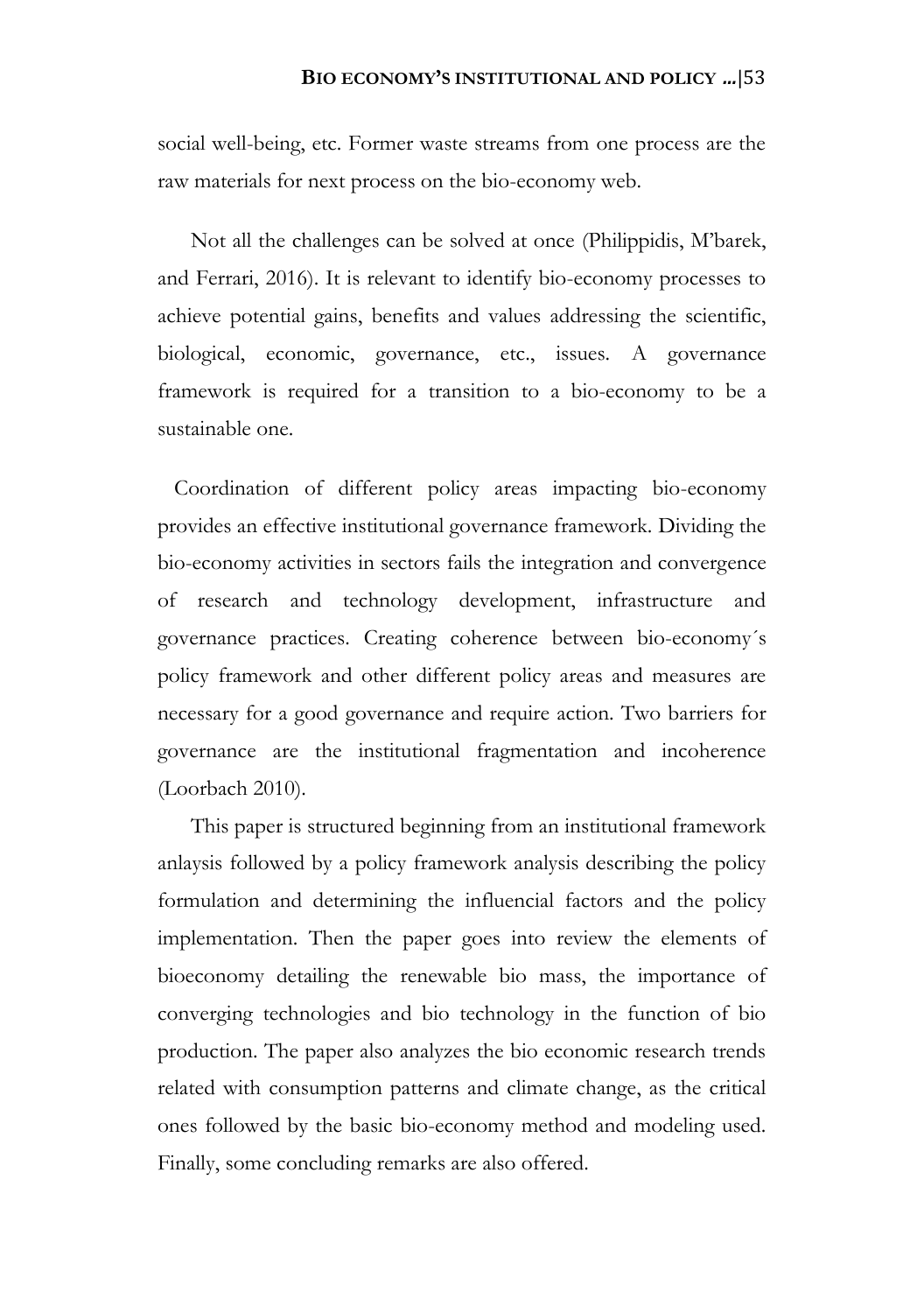social well-being, etc. Former waste streams from one process are the raw materials for next process on the bio-economy web.

Not all the challenges can be solved at once (Philippidis, M'barek, and Ferrari, 2016). It is relevant to identify bio-economy processes to achieve potential gains, benefits and values addressing the scientific, biological, economic, governance, etc., issues. A governance framework is required for a transition to a bio-economy to be a sustainable one.

Coordination of different policy areas impacting bio-economy provides an effective institutional governance framework. Dividing the bio-economy activities in sectors fails the integration and convergence of research and technology development, infrastructure and governance practices. Creating coherence between bio-economy´s policy framework and other different policy areas and measures are necessary for a good governance and require action. Two barriers for governance are the institutional fragmentation and incoherence (Loorbach 2010).

This paper is structured beginning from an institutional framework anlaysis followed by a policy framework analysis describing the policy formulation and determining the influencial factors and the policy implementation. Then the paper goes into review the elements of bioeconomy detailing the renewable bio mass, the importance of converging technologies and bio technology in the function of bio production. The paper also analyzes the bio economic research trends related with consumption patterns and climate change, as the critical ones followed by the basic bio-economy method and modeling used. Finally, some concluding remarks are also offered.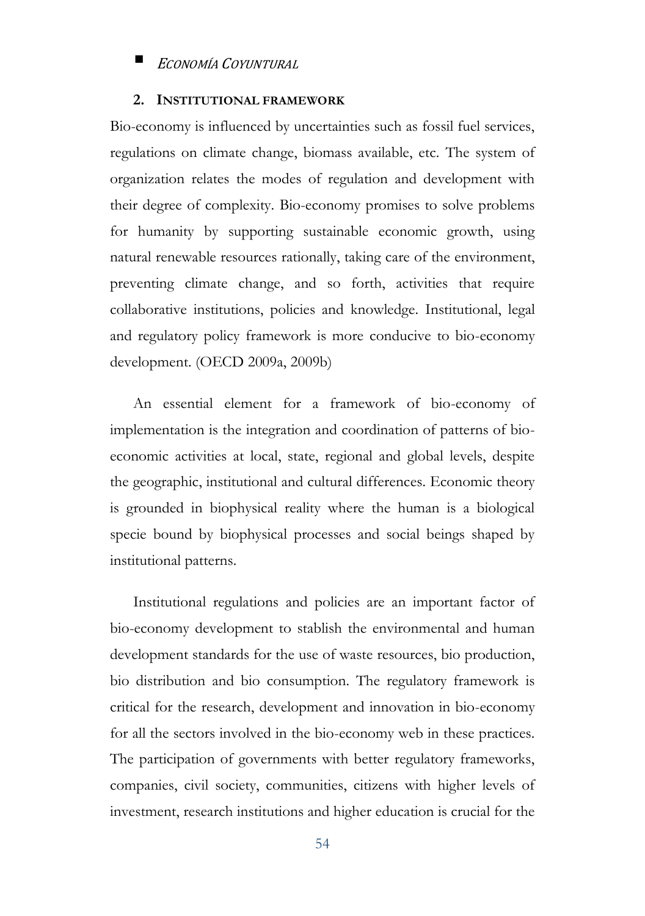## 2. Institutional framework

Bio-economy is influenced by uncertainties such as fossil fuel services, regulations on climate change, biomass available, etc. The system of organization relates the modes of regulation and development with their degree of complexity. Bio-economy promises to solve problems for humanity by supporting sustainable economic growth, using natural renewable resources rationally, taking care of the environment, preventing climate change, and so forth, activities that require collaborative institutions, policies and knowledge. Institutional, legal and regulatory policy framework is more conducive to bio-economy development. (OECD 2009a, 2009b)

An essential element for a framework of bio-economy of implementation is the integration and coordination of patterns of bio-economic activities at local, state, regional and global levels, despite the geographic, institutional and cultural differences. Economic theory is grounded in biophysical reality where the human is a biological specie bound by biophysical processes and social beings shaped by institutional patterns.

Institutional regulations and policies are an important factor of bio-economy development to stablish the environmental and human development standards for the use of waste resources, bio production, bio distribution and bio consumption. The regulatory framework is critical for the research, development and innovation in bio-economy for all the sectors involved in the bio-economy web in these practices. The participation of governments with better regulatory frameworks, companies, civil society, communities, citizens with higher levels of investment, research institutions and higher education is crucial for the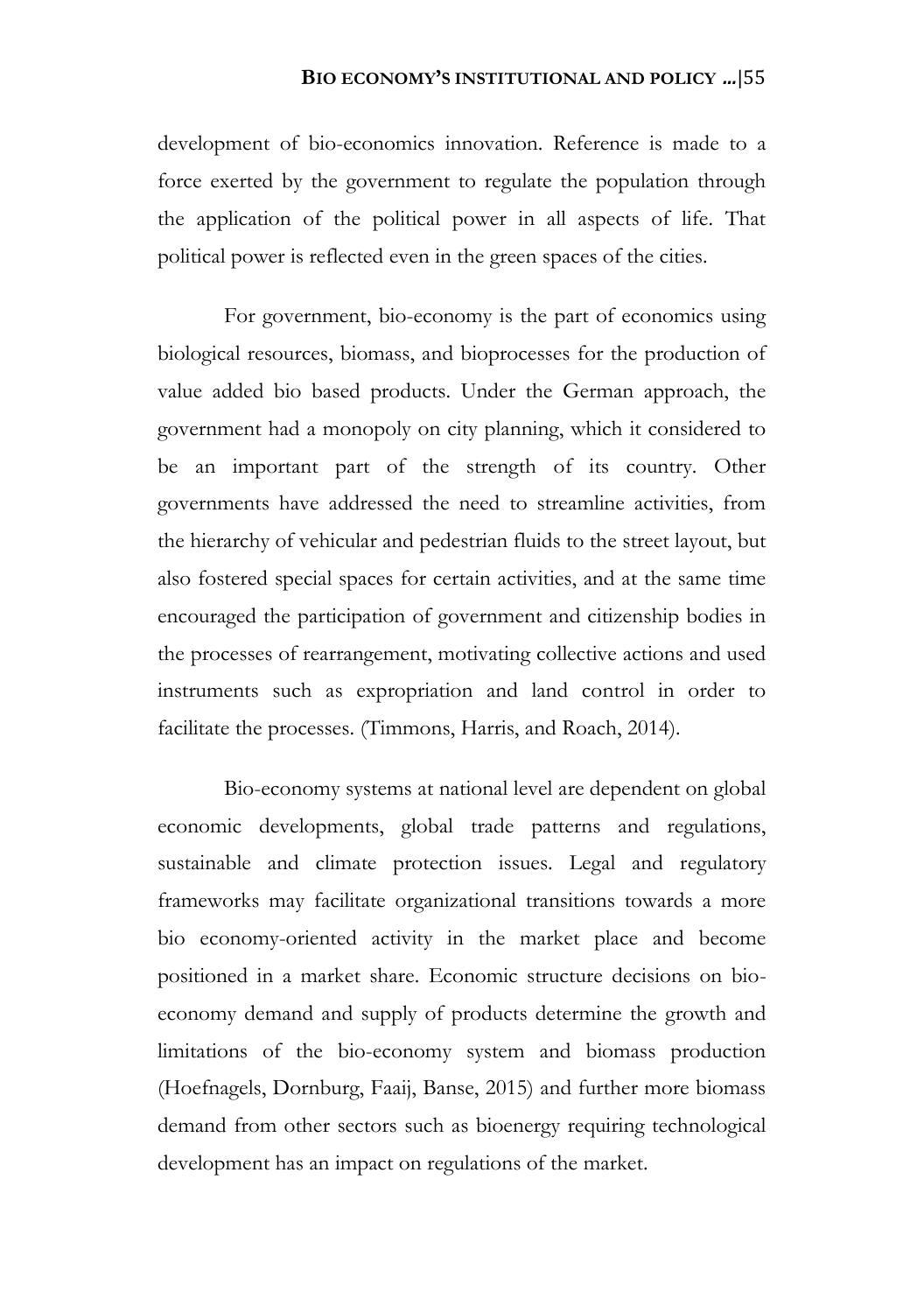development of bio-economics innovation. Reference is made to a force exerted by the government to regulate the population through the application of the political power in all aspects of life. That political power is reflected even in the green spaces of the cities.

For government, bio-economy is the part of economics using biological resources, biomass, and bioprocesses for the production of value added bio based products. Under the German approach, the government had a monopoly on city planning, which it considered to be an important part of the strength of its country. Other governments have addressed the need to streamline activities, from the hierarchy of vehicular and pedestrian fluids to the street layout, but also fostered special spaces for certain activities, and at the same time encouraged the participation of government and citizenship bodies in the processes of rearrangement, motivating collective actions and used instruments such as expropriation and land control in order to facilitate the processes. (Timmons, Harris, and Roach, 2014).

Bio-economy systems at national level are dependent on global economic developments, global trade patterns and regulations, sustainable and climate protection issues. Legal and regulatory frameworks may facilitate organizational transitions towards a more bio economy-oriented activity in the market place and become positioned in a market share. Economic structure decisions on bio-economy demand and supply of products determine the growth and limitations of the bio-economy system and biomass production (Hoefnagels, Dornburg, Faaij, Banse, 2015) and further more biomass demand from other sectors such as bioenergy requiring technological development has an impact on regulations of the market.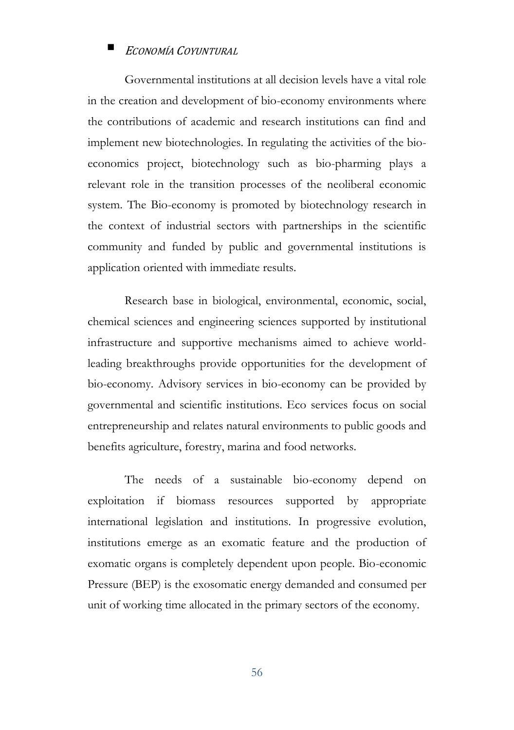- *ECONOMÍA COYUNTURAL*

Governmental institutions at all decision levels have a vital role in the creation and development of bio-economy environments where the contributions of academic and research institutions can find and implement new biotechnologies. In regulating the activities of the bio-economics project, biotechnology such as bio-pharming plays a relevant role in the transition processes of the neoliberal economic system. The Bio-economy is promoted by biotechnology research in the context of industrial sectors with partnerships in the scientific community and funded by public and governmental institutions is application oriented with immediate results.

Research base in biological, environmental, economic, social, chemical sciences and engineering sciences supported by institutional infrastructure and supportive mechanisms aimed to achieve world-leading breakthroughs provide opportunities for the development of bio-economy. Advisory services in bio-economy can be provided by governmental and scientific institutions. Eco services focus on social entrepreneurship and relates natural environments to public goods and benefits agriculture, forestry, marina and food networks.

The needs of a sustainable bio-economy depend on exploitation if biomass resources supported by appropriate international legislation and institutions. In progressive evolution, institutions emerge as an exomatic feature and the production of exomatic organs is completely dependent upon people. Bio-economic Pressure (BEP) is the exosomatic energy demanded and consumed per unit of working time allocated in the primary sectors of the economy.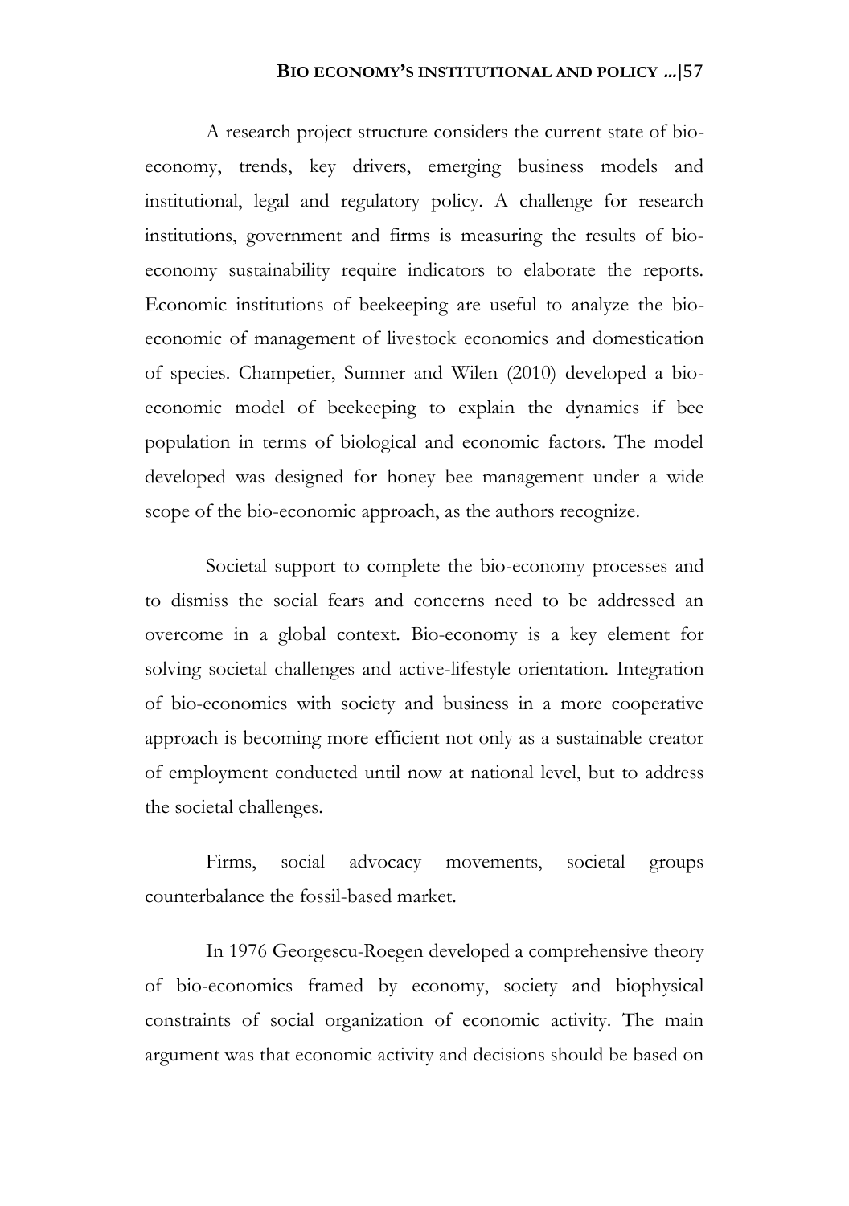A research project structure considers the current state of bio-economy, trends, key drivers, emerging business models and institutional, legal and regulatory policy. A challenge for research institutions, government and firms is measuring the results of bio-economy sustainability require indicators to elaborate the reports. Economic institutions of beekeeping are useful to analyze the bio-economic of management of livestock economics and domestication of species. Champetier, Sumner and Wilen (2010) developed a bio-economic model of beekeeping to explain the dynamics if bee population in terms of biological and economic factors. The model developed was designed for honey bee management under a wide scope of the bio-economic approach, as the authors recognize.

Societal support to complete the bio-economy processes and to dismiss the social fears and concerns need to be addressed an overcome in a global context. Bio-economy is a key element for solving societal challenges and active-lifestyle orientation. Integration of bio-economics with society and business in a more cooperative approach is becoming more efficient not only as a sustainable creator of employment conducted until now at national level, but to address the societal challenges.

Firms, social advocacy movements, societal groups counterbalance the fossil-based market.

In 1976 Georgescu-Roegen developed a comprehensive theory of bio-economics framed by economy, society and biophysical constraints of social organization of economic activity. The main argument was that economic activity and decisions should be based on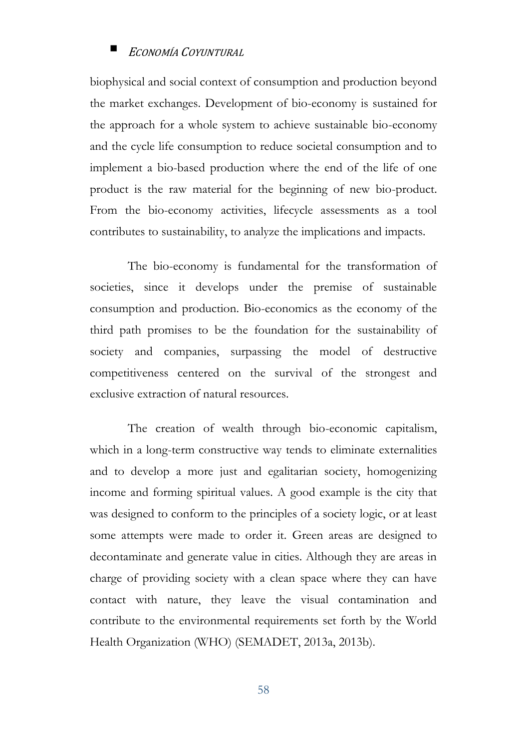biophysical and social context of consumption and production beyond the market exchanges. Development of bio-economy is sustained for the approach for a whole system to achieve sustainable bio-economy and the cycle life consumption to reduce societal consumption and to implement a bio-based production where the end of the life of one product is the raw material for the beginning of new bio-product. From the bio-economy activities, lifecycle assessments as a tool contributes to sustainability, to analyze the implications and impacts.

The bio-economy is fundamental for the transformation of societies, since it develops under the premise of sustainable consumption and production. Bio-economics as the economy of the third path promises to be the foundation for the sustainability of society and companies, surpassing the model of destructive competitiveness centered on the survival of the strongest and exclusive extraction of natural resources.

The creation of wealth through bio-economic capitalism, which in a long-term constructive way tends to eliminate externalities and to develop a more just and egalitarian society, homogenizing income and forming spiritual values. A good example is the city that was designed to conform to the principles of a society logic, or at least some attempts were made to order it. Green areas are designed to decontaminate and generate value in cities. Although they are areas in charge of providing society with a clean space where they can have contact with nature, they leave the visual contamination and contribute to the environmental requirements set forth by the World Health Organization (WHO) (SEMADET, 2013a, 2013b).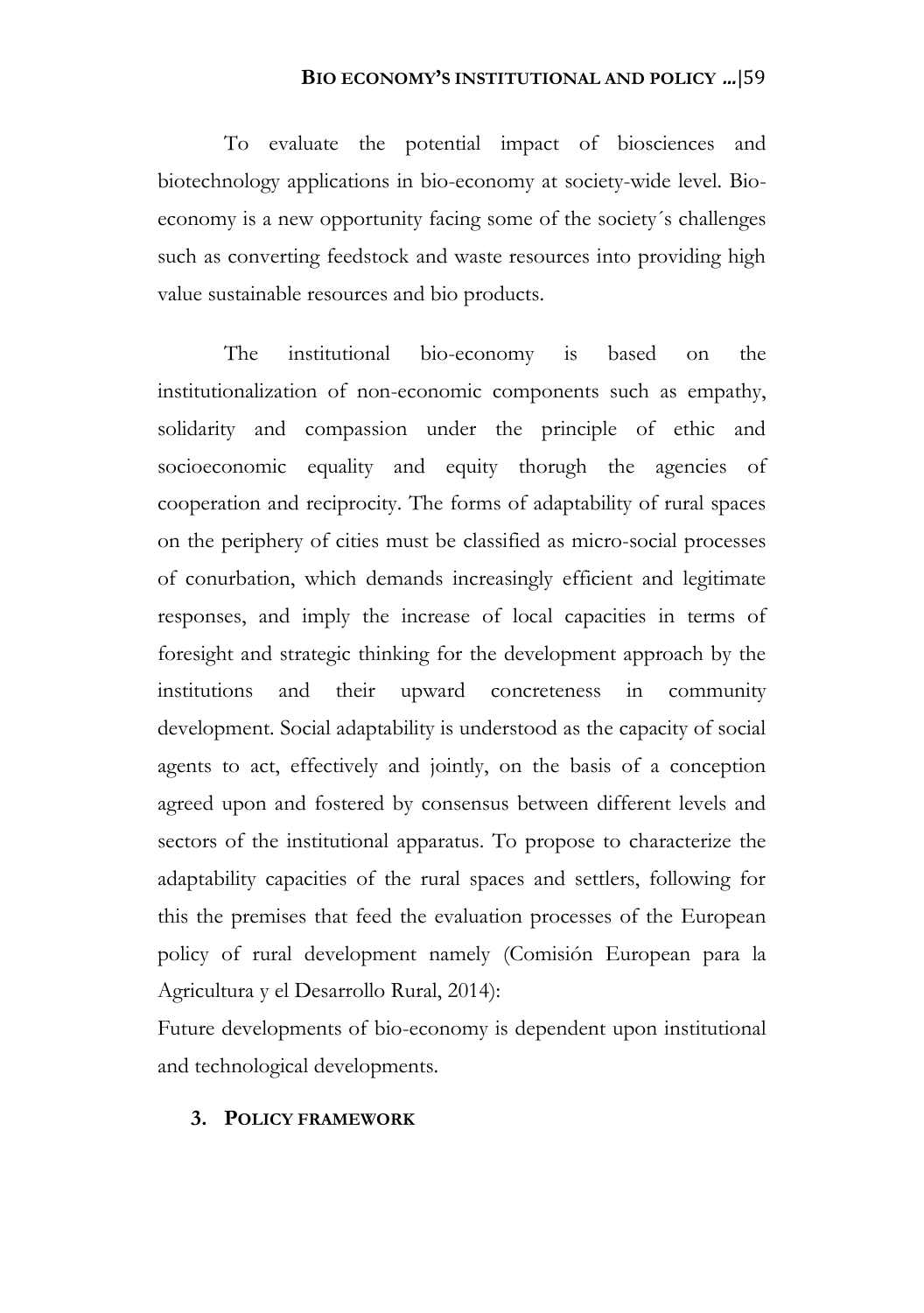To evaluate the potential impact of biosciences and biotechnology applications in bio-economy at society-wide level. Bio-economy is a new opportunity facing some of the society´s challenges such as converting feedstock and waste resources into providing high value sustainable resources and bio products.

The institutional bio-economy is based on the institutionalization of non-economic components such as empathy, solidarity and compassion under the principle of ethic and socioeconomic equality and equity thorugh the agencies of cooperation and reciprocity. The forms of adaptability of rural spaces on the periphery of cities must be classified as micro-social processes of conurbation, which demands increasingly efficient and legitimate responses, and imply the increase of local capacities in terms of foresight and strategic thinking for the development approach by the institutions and their upward concreteness in community development. Social adaptability is understood as the capacity of social agents to act, effectively and jointly, on the basis of a conception agreed upon and fostered by consensus between different levels and sectors of the institutional apparatus. To propose to characterize the adaptability capacities of the rural spaces and settlers, following for this the premises that feed the evaluation processes of the European policy of rural development namely (Comisión European para la Agricultura y el Desarrollo Rural, 2014):

Future developments of bio-economy is dependent upon institutional and technological developments.

## 3. POLICY FRAMEWORK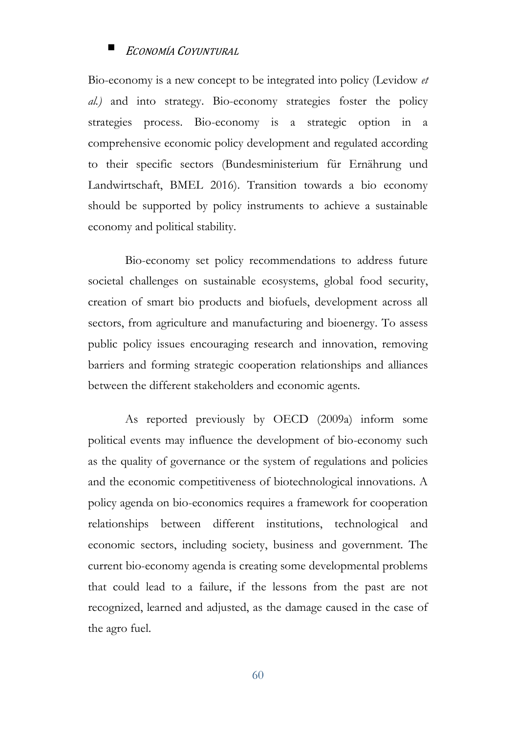Bio-economy is a new concept to be integrated into policy (Levidow *et al.)* and into strategy. Bio-economy strategies foster the policy strategies process. Bio-economy is a strategic option in a comprehensive economic policy development and regulated according to their specific sectors (Bundesministerium für Ernährung und Landwirtschaft, BMEL 2016). Transition towards a bio economy should be supported by policy instruments to achieve a sustainable economy and political stability.

Bio-economy set policy recommendations to address future societal challenges on sustainable ecosystems, global food security, creation of smart bio products and biofuels, development across all sectors, from agriculture and manufacturing and bioenergy. To assess public policy issues encouraging research and innovation, removing barriers and forming strategic cooperation relationships and alliances between the different stakeholders and economic agents.

As reported previously by OECD (2009a) inform some political events may influence the development of bio-economy such as the quality of governance or the system of regulations and policies and the economic competitiveness of biotechnological innovations. A policy agenda on bio-economics requires a framework for cooperation relationships between different institutions, technological and economic sectors, including society, business and government. The current bio-economy agenda is creating some developmental problems that could lead to a failure, if the lessons from the past are not recognized, learned and adjusted, as the damage caused in the case of the agro fuel.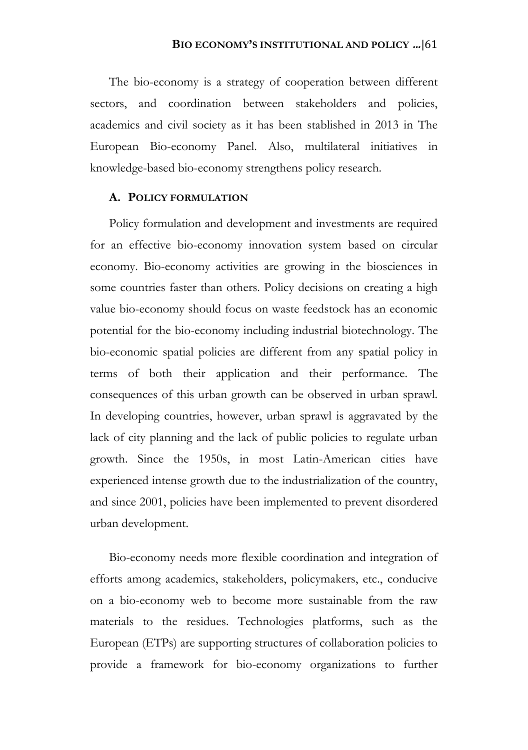The bio-economy is a strategy of cooperation between different sectors, and coordination between stakeholders and policies, academics and civil society as it has been stablished in 2013 in The European Bio-economy Panel. Also, multilateral initiatives in knowledge-based bio-economy strengthens policy research.

### A. POLICY FORMULATION

Policy formulation and development and investments are required for an effective bio-economy innovation system based on circular economy. Bio-economy activities are growing in the biosciences in some countries faster than others. Policy decisions on creating a high value bio-economy should focus on waste feedstock has an economic potential for the bio-economy including industrial biotechnology. The bio-economic spatial policies are different from any spatial policy in terms of both their application and their performance. The consequences of this urban growth can be observed in urban sprawl. In developing countries, however, urban sprawl is aggravated by the lack of city planning and the lack of public policies to regulate urban growth. Since the 1950s, in most Latin-American cities have experienced intense growth due to the industrialization of the country, and since 2001, policies have been implemented to prevent disordered urban development.

Bio-economy needs more flexible coordination and integration of efforts among academics, stakeholders, policymakers, etc., conducive on a bio-economy web to become more sustainable from the raw materials to the residues. Technologies platforms, such as the European (ETPs) are supporting structures of collaboration policies to provide a framework for bio-economy organizations to further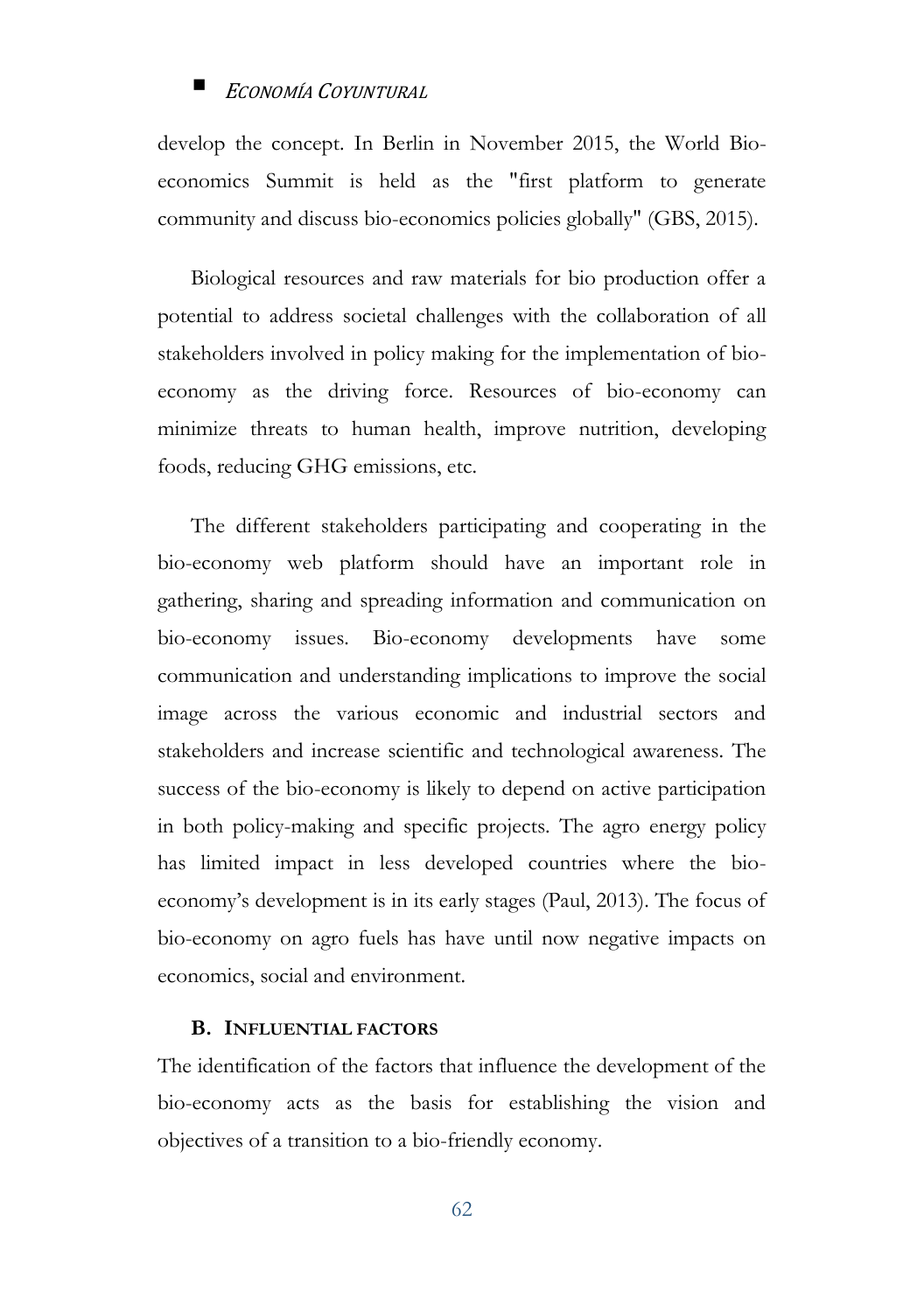develop the concept. In Berlin in November 2015, the World Bio-economics Summit is held as the "first platform to generate community and discuss bio-economics policies globally" (GBS, 2015).

Biological resources and raw materials for bio production offer a potential to address societal challenges with the collaboration of all stakeholders involved in policy making for the implementation of bio-economy as the driving force. Resources of bio-economy can minimize threats to human health, improve nutrition, developing foods, reducing GHG emissions, etc.

The different stakeholders participating and cooperating in the bio-economy web platform should have an important role in gathering, sharing and spreading information and communication on bio-economy issues. Bio-economy developments have some communication and understanding implications to improve the social image across the various economic and industrial sectors and stakeholders and increase scientific and technological awareness. The success of the bio-economy is likely to depend on active participation in both policy-making and specific projects. The agro energy policy has limited impact in less developed countries where the bio-economy's development is in its early stages (Paul, 2013). The focus of bio-economy on agro fuels has have until now negative impacts on economics, social and environment.

### B. INFLUENTIAL FACTORS

The identification of the factors that influence the development of the bio-economy acts as the basis for establishing the vision and objectives of a transition to a bio-friendly economy.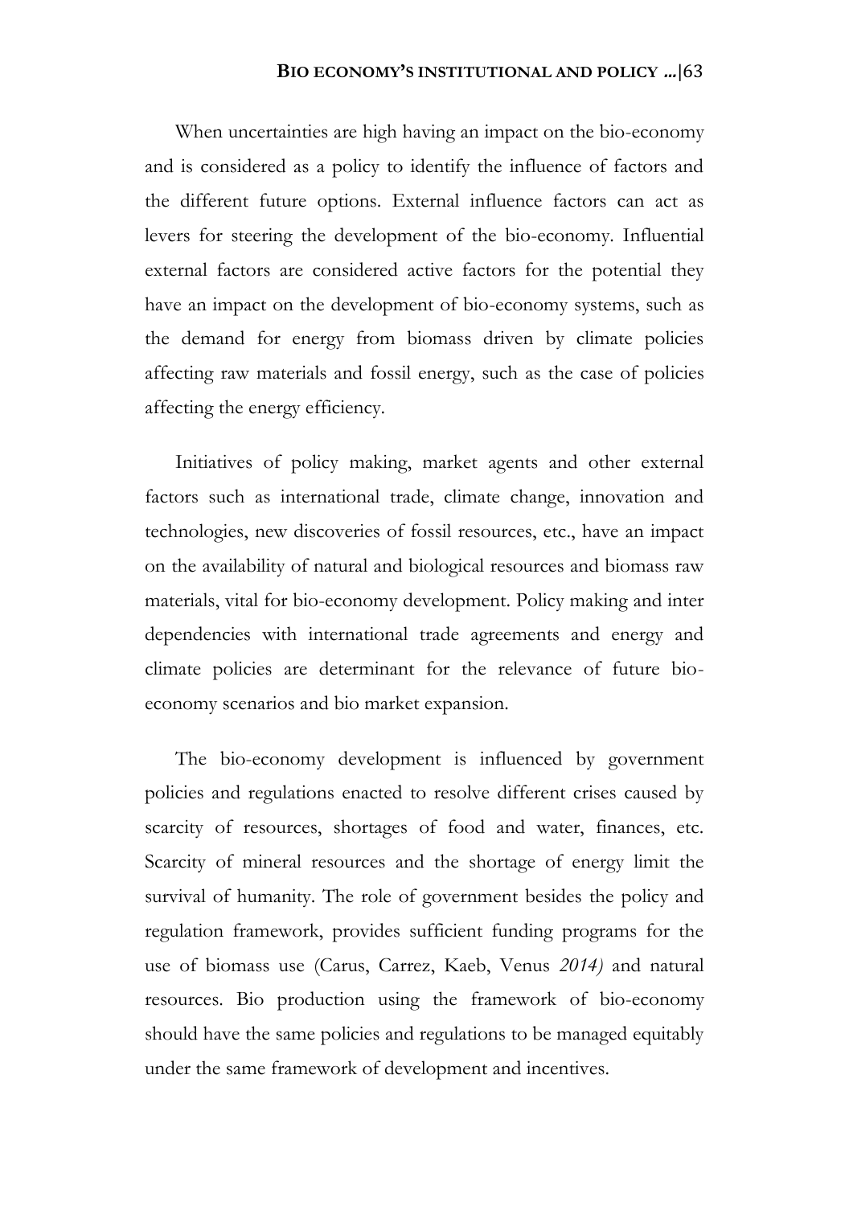When uncertainties are high having an impact on the bio-economy and is considered as a policy to identify the influence of factors and the different future options. External influence factors can act as levers for steering the development of the bio-economy. Influential external factors are considered active factors for the potential they have an impact on the development of bio-economy systems, such as the demand for energy from biomass driven by climate policies affecting raw materials and fossil energy, such as the case of policies affecting the energy efficiency.

Initiatives of policy making, market agents and other external factors such as international trade, climate change, innovation and technologies, new discoveries of fossil resources, etc., have an impact on the availability of natural and biological resources and biomass raw materials, vital for bio-economy development. Policy making and inter dependencies with international trade agreements and energy and climate policies are determinant for the relevance of future bio-economy scenarios and bio market expansion.

The bio-economy development is influenced by government policies and regulations enacted to resolve different crises caused by scarcity of resources, shortages of food and water, finances, etc. Scarcity of mineral resources and the shortage of energy limit the survival of humanity. The role of government besides the policy and regulation framework, provides sufficient funding programs for the use of biomass use (Carus, Carrez, Kaeb, Venus *2014)* and natural resources. Bio production using the framework of bio-economy should have the same policies and regulations to be managed equitably under the same framework of development and incentives.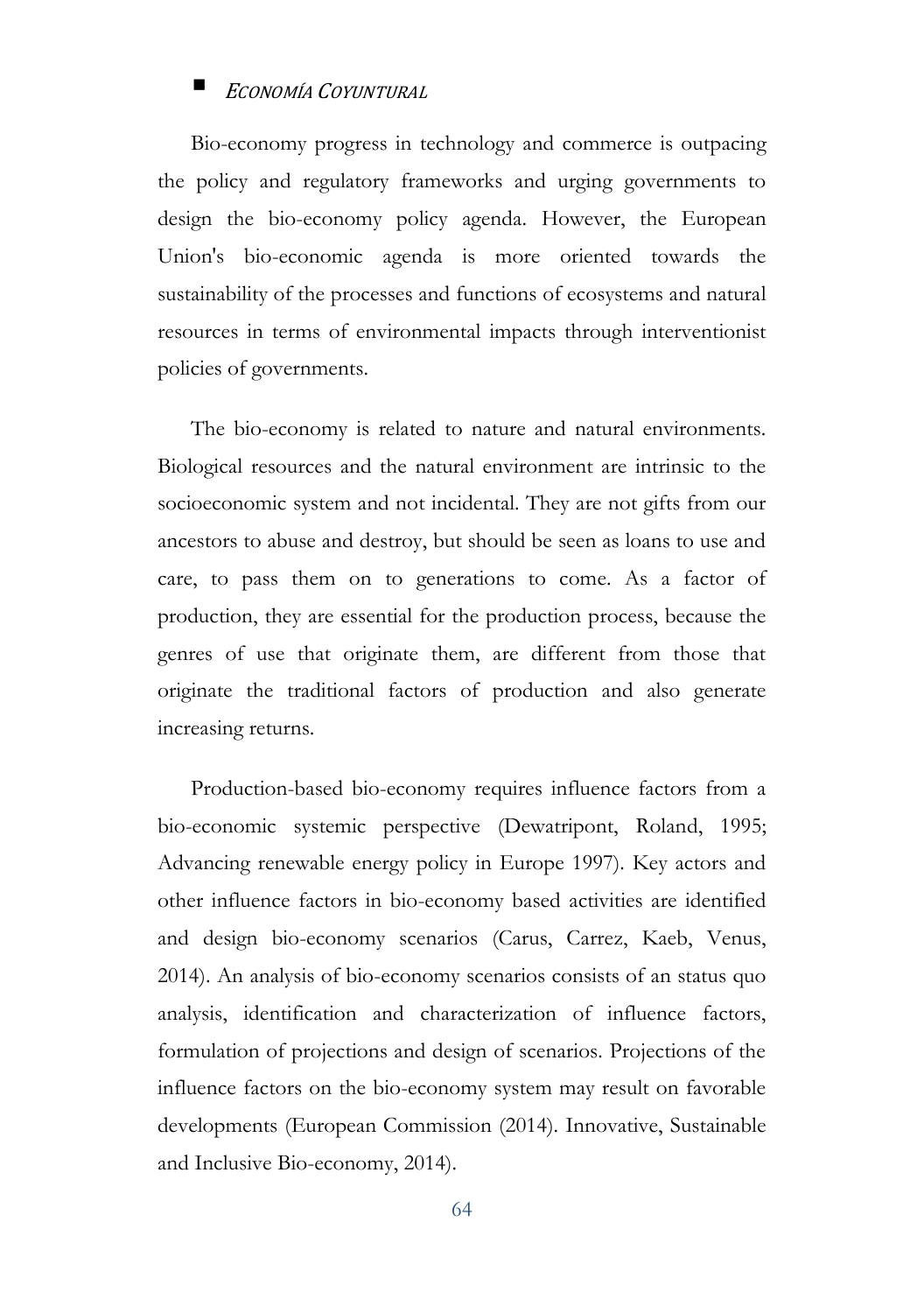Bio-economy progress in technology and commerce is outpacing the policy and regulatory frameworks and urging governments to design the bio-economy policy agenda. However, the European Union's bio-economic agenda is more oriented towards the sustainability of the processes and functions of ecosystems and natural resources in terms of environmental impacts through interventionist policies of governments.

The bio-economy is related to nature and natural environments. Biological resources and the natural environment are intrinsic to the socioeconomic system and not incidental. They are not gifts from our ancestors to abuse and destroy, but should be seen as loans to use and care, to pass them on to generations to come. As a factor of production, they are essential for the production process, because the genres of use that originate them, are different from those that originate the traditional factors of production and also generate increasing returns.

Production-based bio-economy requires influence factors from a bio-economic systemic perspective (Dewatripont, Roland, 1995; Advancing renewable energy policy in Europe 1997). Key actors and other influence factors in bio-economy based activities are identified and design bio-economy scenarios (Carus, Carrez, Kaeb, Venus, 2014). An analysis of bio-economy scenarios consists of an status quo analysis, identification and characterization of influence factors, formulation of projections and design of scenarios. Projections of the influence factors on the bio-economy system may result on favorable developments (European Commission (2014). Innovative, Sustainable and Inclusive Bio-economy, 2014).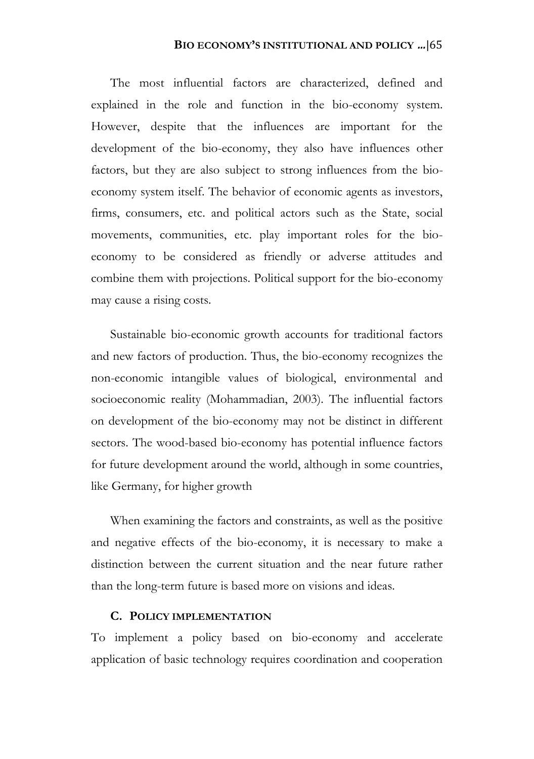The most influential factors are characterized, defined and explained in the role and function in the bio-economy system. However, despite that the influences are important for the development of the bio-economy, they also have influences other factors, but they are also subject to strong influences from the bio-economy system itself. The behavior of economic agents as investors, firms, consumers, etc. and political actors such as the State, social movements, communities, etc. play important roles for the bio-economy to be considered as friendly or adverse attitudes and combine them with projections. Political support for the bio-economy may cause a rising costs.

Sustainable bio-economic growth accounts for traditional factors and new factors of production. Thus, the bio-economy recognizes the non-economic intangible values of biological, environmental and socioeconomic reality (Mohammadian, 2003). The influential factors on development of the bio-economy may not be distinct in different sectors. The wood-based bio-economy has potential influence factors for future development around the world, although in some countries, like Germany, for higher growth

When examining the factors and constraints, as well as the positive and negative effects of the bio-economy, it is necessary to make a distinction between the current situation and the near future rather than the long-term future is based more on visions and ideas.

### C. POLICY IMPLEMENTATION

To implement a policy based on bio-economy and accelerate application of basic technology requires coordination and cooperation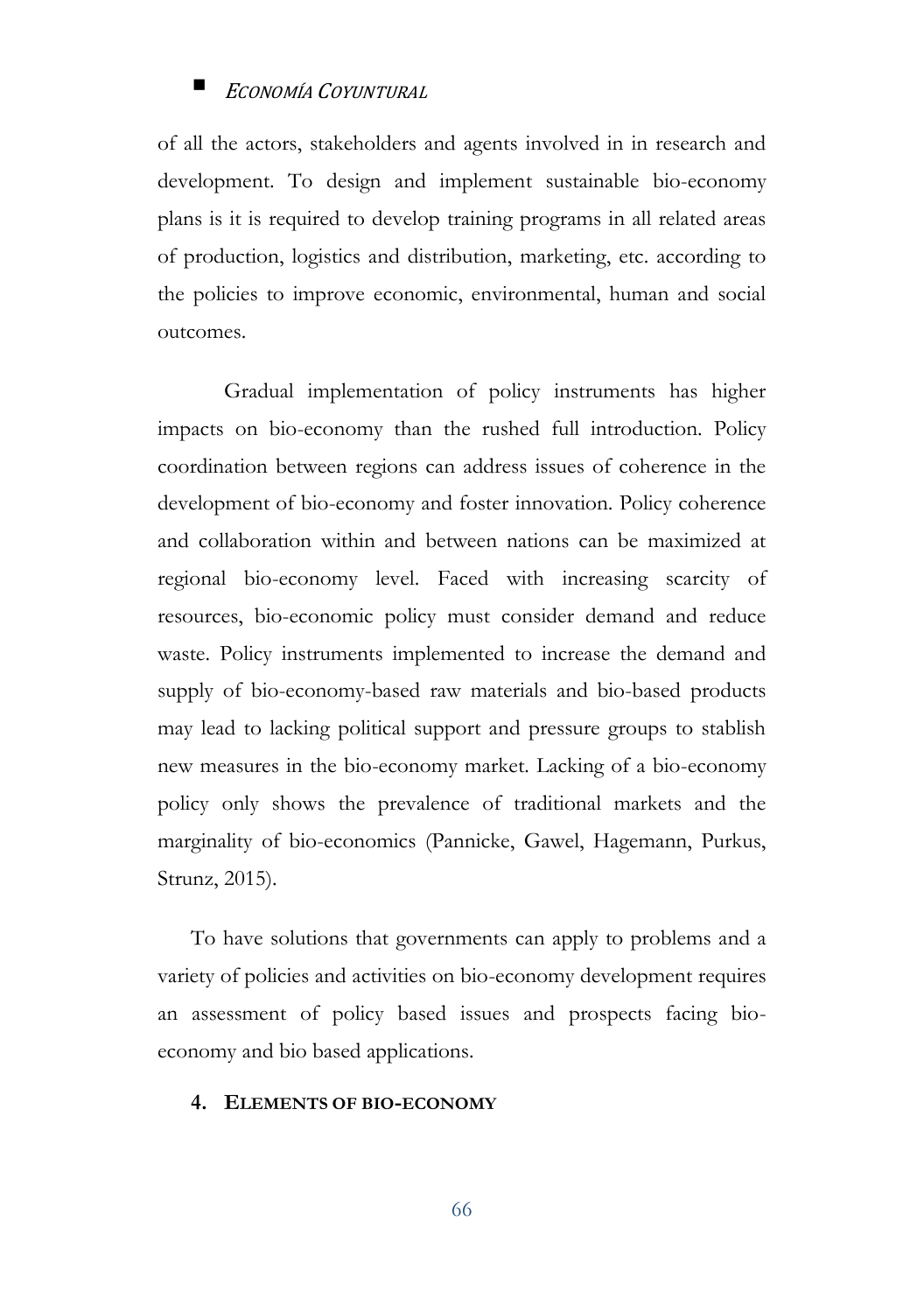of all the actors, stakeholders and agents involved in in research and development. To design and implement sustainable bio-economy plans is it is required to develop training programs in all related areas of production, logistics and distribution, marketing, etc. according to the policies to improve economic, environmental, human and social outcomes.

Gradual implementation of policy instruments has higher impacts on bio-economy than the rushed full introduction. Policy coordination between regions can address issues of coherence in the development of bio-economy and foster innovation. Policy coherence and collaboration within and between nations can be maximized at regional bio-economy level. Faced with increasing scarcity of resources, bio-economic policy must consider demand and reduce waste. Policy instruments implemented to increase the demand and supply of bio-economy-based raw materials and bio-based products may lead to lacking political support and pressure groups to stablish new measures in the bio-economy market. Lacking of a bio-economy policy only shows the prevalence of traditional markets and the marginality of bio-economics (Pannicke, Gawel, Hagemann, Purkus, Strunz, 2015).

To have solutions that governments can apply to problems and a variety of policies and activities on bio-economy development requires an assessment of policy based issues and prospects facing bio-economy and bio based applications.

## 4. ELEMENTS OF BIO-ECONOMY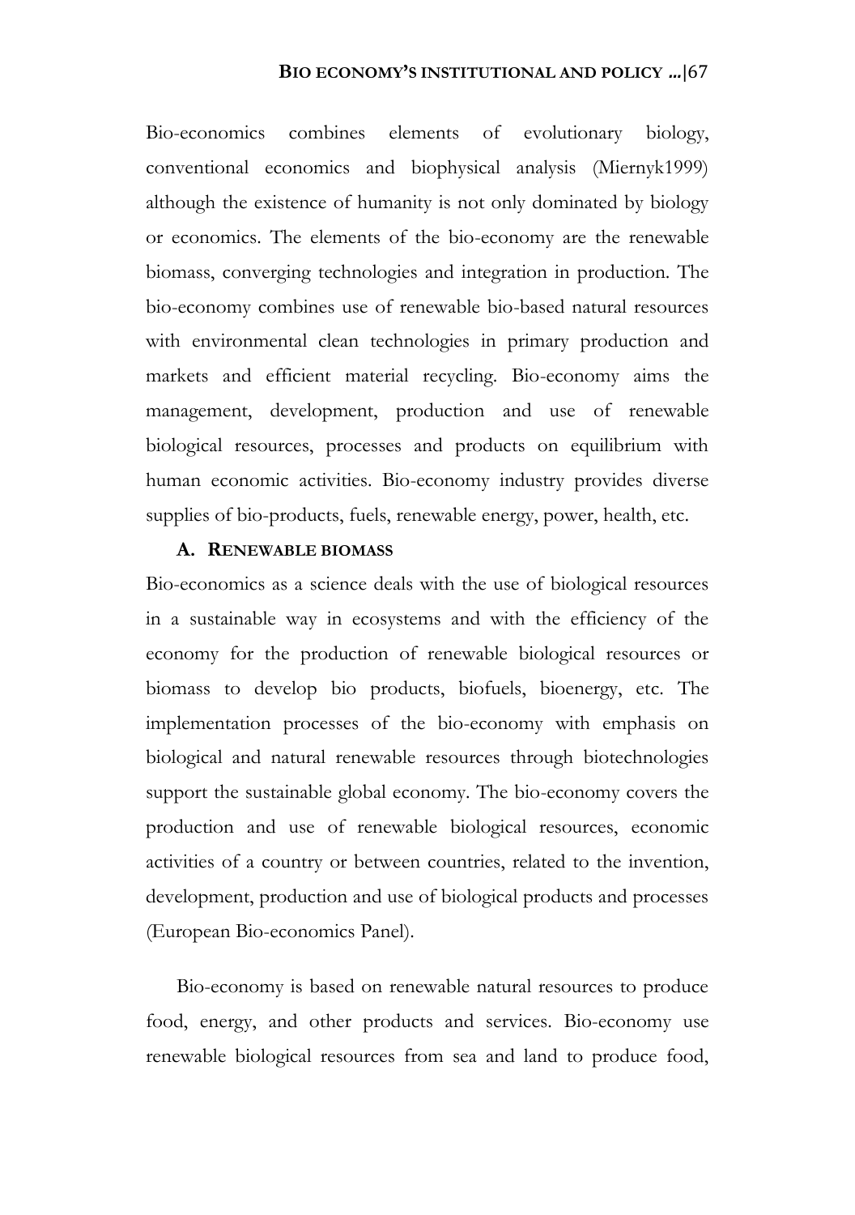Bio-economics combines elements of evolutionary biology, conventional economics and biophysical analysis (Miernyk1999) although the existence of humanity is not only dominated by biology or economics. The elements of the bio-economy are the renewable biomass, converging technologies and integration in production. The bio-economy combines use of renewable bio-based natural resources with environmental clean technologies in primary production and markets and efficient material recycling. Bio-economy aims the management, development, production and use of renewable biological resources, processes and products on equilibrium with human economic activities. Bio-economy industry provides diverse supplies of bio-products, fuels, renewable energy, power, health, etc.

### A. RENEWABLE BIOMASS

Bio-economics as a science deals with the use of biological resources in a sustainable way in ecosystems and with the efficiency of the economy for the production of renewable biological resources or biomass to develop bio products, biofuels, bioenergy, etc. The implementation processes of the bio-economy with emphasis on biological and natural renewable resources through biotechnologies support the sustainable global economy. The bio-economy covers the production and use of renewable biological resources, economic activities of a country or between countries, related to the invention, development, production and use of biological products and processes (European Bio-economics Panel).

Bio-economy is based on renewable natural resources to produce food, energy, and other products and services. Bio-economy use renewable biological resources from sea and land to produce food,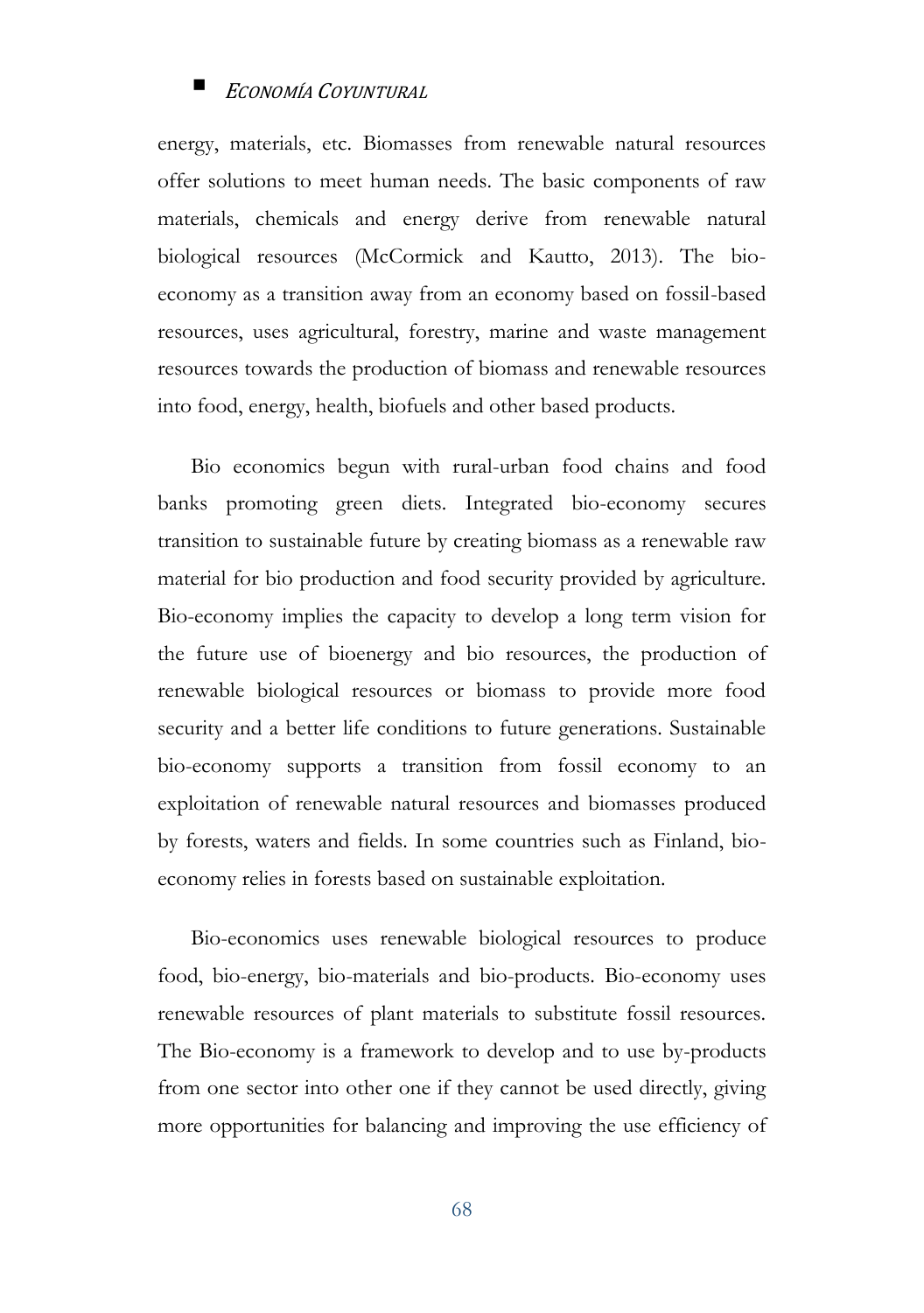energy, materials, etc. Biomasses from renewable natural resources offer solutions to meet human needs. The basic components of raw materials, chemicals and energy derive from renewable natural biological resources (McCormick and Kautto, 2013). The bio-economy as a transition away from an economy based on fossil-based resources, uses agricultural, forestry, marine and waste management resources towards the production of biomass and renewable resources into food, energy, health, biofuels and other based products.

Bio economics begun with rural-urban food chains and food banks promoting green diets. Integrated bio-economy secures transition to sustainable future by creating biomass as a renewable raw material for bio production and food security provided by agriculture. Bio-economy implies the capacity to develop a long term vision for the future use of bioenergy and bio resources, the production of renewable biological resources or biomass to provide more food security and a better life conditions to future generations. Sustainable bio-economy supports a transition from fossil economy to an exploitation of renewable natural resources and biomasses produced by forests, waters and fields. In some countries such as Finland, bio-economy relies in forests based on sustainable exploitation.

Bio-economics uses renewable biological resources to produce food, bio-energy, bio-materials and bio-products. Bio-economy uses renewable resources of plant materials to substitute fossil resources. The Bio-economy is a framework to develop and to use by-products from one sector into other one if they cannot be used directly, giving more opportunities for balancing and improving the use efficiency of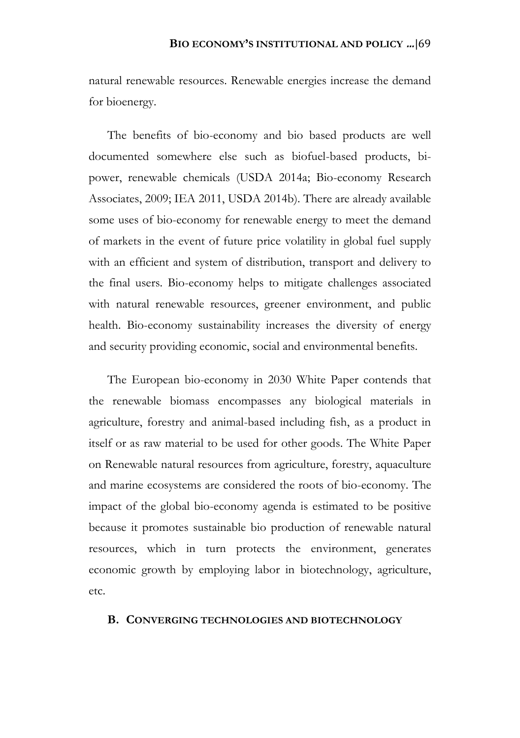natural renewable resources. Renewable energies increase the demand for bioenergy.

The benefits of bio-economy and bio based products are well documented somewhere else such as biofuel-based products, bi-power, renewable chemicals (USDA 2014a; Bio-economy Research Associates, 2009; IEA 2011, USDA 2014b). There are already available some uses of bio-economy for renewable energy to meet the demand of markets in the event of future price volatility in global fuel supply with an efficient and system of distribution, transport and delivery to the final users. Bio-economy helps to mitigate challenges associated with natural renewable resources, greener environment, and public health. Bio-economy sustainability increases the diversity of energy and security providing economic, social and environmental benefits.

The European bio-economy in 2030 White Paper contends that the renewable biomass encompasses any biological materials in agriculture, forestry and animal-based including fish, as a product in itself or as raw material to be used for other goods. The White Paper on Renewable natural resources from agriculture, forestry, aquaculture and marine ecosystems are considered the roots of bio-economy. The impact of the global bio-economy agenda is estimated to be positive because it promotes sustainable bio production of renewable natural resources, which in turn protects the environment, generates economic growth by employing labor in biotechnology, agriculture, etc.

## B. CONVERGING TECHNOLOGIES AND BIOTECHNOLOGY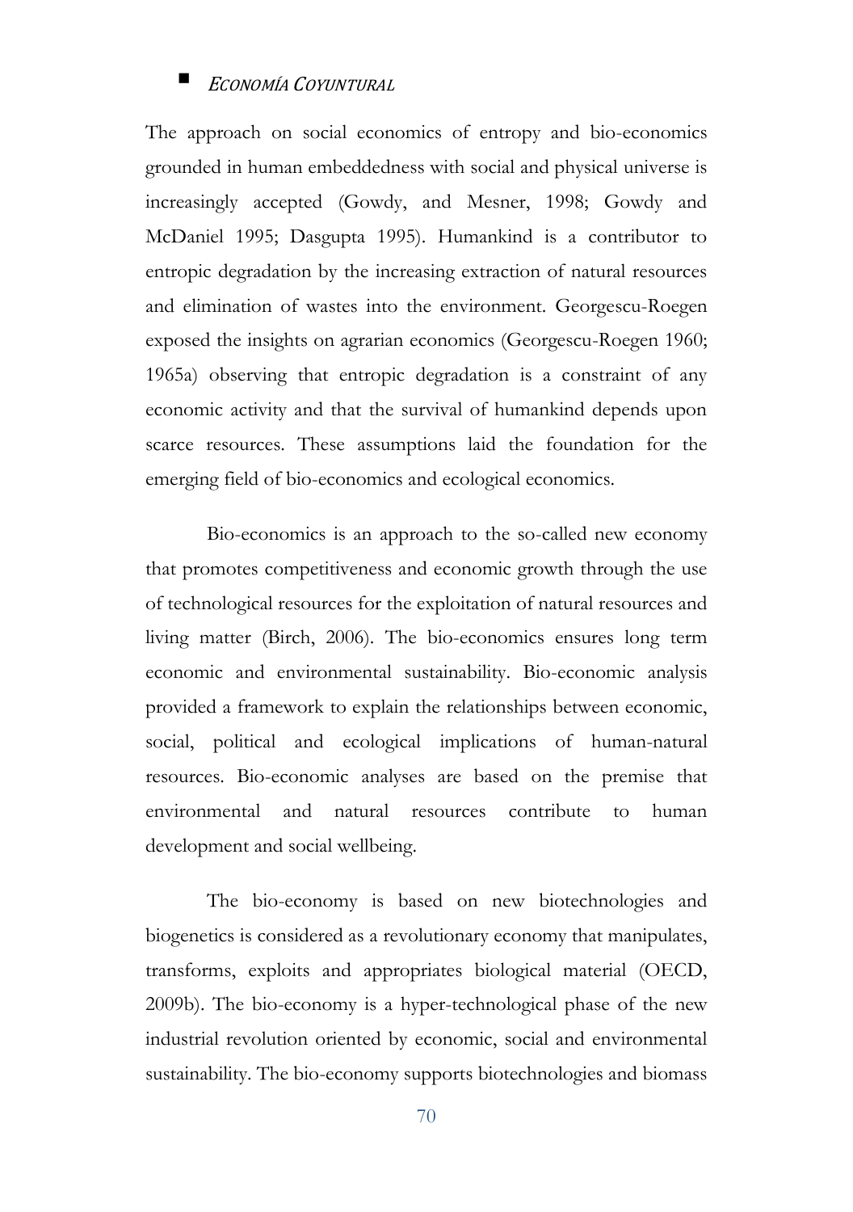The approach on social economics of entropy and bio-economics grounded in human embeddedness with social and physical universe is increasingly accepted (Gowdy, and Mesner, 1998; Gowdy and McDaniel 1995; Dasgupta 1995). Humankind is a contributor to entropic degradation by the increasing extraction of natural resources and elimination of wastes into the environment. Georgescu-Roegen exposed the insights on agrarian economics (Georgescu-Roegen 1960; 1965a) observing that entropic degradation is a constraint of any economic activity and that the survival of humankind depends upon scarce resources. These assumptions laid the foundation for the emerging field of bio-economics and ecological economics.

Bio-economics is an approach to the so-called new economy that promotes competitiveness and economic growth through the use of technological resources for the exploitation of natural resources and living matter (Birch, 2006). The bio-economics ensures long term economic and environmental sustainability. Bio-economic analysis provided a framework to explain the relationships between economic, social, political and ecological implications of human-natural resources. Bio-economic analyses are based on the premise that environmental and natural resources contribute to human development and social wellbeing.

The bio-economy is based on new biotechnologies and biogenetics is considered as a revolutionary economy that manipulates, transforms, exploits and appropriates biological material (OECD, 2009b). The bio-economy is a hyper-technological phase of the new industrial revolution oriented by economic, social and environmental sustainability. The bio-economy supports biotechnologies and biomass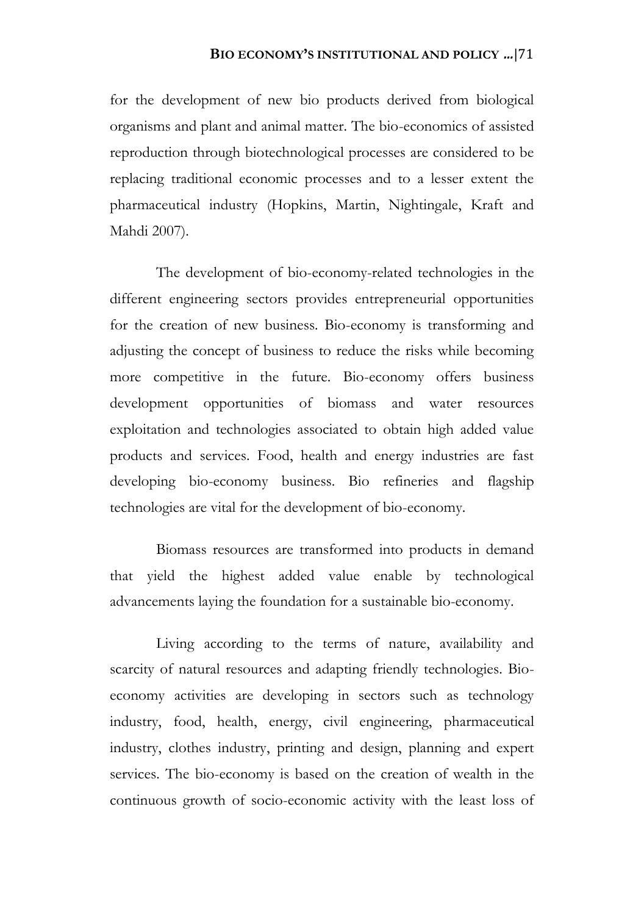for the development of new bio products derived from biological organisms and plant and animal matter. The bio-economics of assisted reproduction through biotechnological processes are considered to be replacing traditional economic processes and to a lesser extent the pharmaceutical industry (Hopkins, Martin, Nightingale, Kraft and Mahdi 2007).

The development of bio-economy-related technologies in the different engineering sectors provides entrepreneurial opportunities for the creation of new business. Bio-economy is transforming and adjusting the concept of business to reduce the risks while becoming more competitive in the future. Bio-economy offers business development opportunities of biomass and water resources exploitation and technologies associated to obtain high added value products and services. Food, health and energy industries are fast developing bio-economy business. Bio refineries and flagship technologies are vital for the development of bio-economy.

Biomass resources are transformed into products in demand that yield the highest added value enable by technological advancements laying the foundation for a sustainable bio-economy.

Living according to the terms of nature, availability and scarcity of natural resources and adapting friendly technologies. Bio-economy activities are developing in sectors such as technology industry, food, health, energy, civil engineering, pharmaceutical industry, clothes industry, printing and design, planning and expert services. The bio-economy is based on the creation of wealth in the continuous growth of socio-economic activity with the least loss of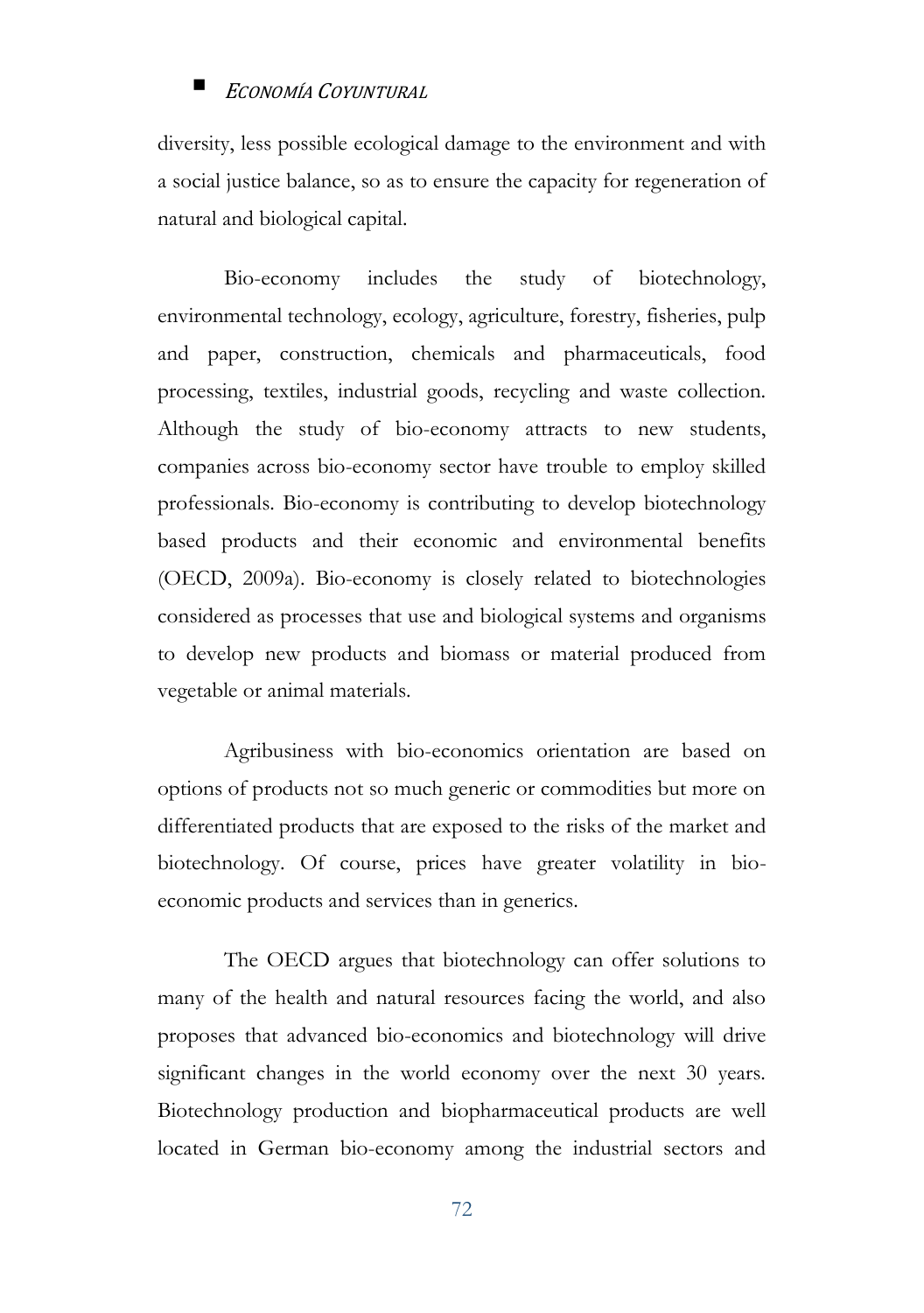diversity, less possible ecological damage to the environment and with a social justice balance, so as to ensure the capacity for regeneration of natural and biological capital.

Bio-economy includes the study of biotechnology, environmental technology, ecology, agriculture, forestry, fisheries, pulp and paper, construction, chemicals and pharmaceuticals, food processing, textiles, industrial goods, recycling and waste collection. Although the study of bio-economy attracts to new students, companies across bio-economy sector have trouble to employ skilled professionals. Bio-economy is contributing to develop biotechnology based products and their economic and environmental benefits (OECD, 2009a). Bio-economy is closely related to biotechnologies considered as processes that use and biological systems and organisms to develop new products and biomass or material produced from vegetable or animal materials.

Agribusiness with bio-economics orientation are based on options of products not so much generic or commodities but more on differentiated products that are exposed to the risks of the market and biotechnology. Of course, prices have greater volatility in bio-economic products and services than in generics.

The OECD argues that biotechnology can offer solutions to many of the health and natural resources facing the world, and also proposes that advanced bio-economics and biotechnology will drive significant changes in the world economy over the next 30 years. Biotechnology production and biopharmaceutical products are well located in German bio-economy among the industrial sectors and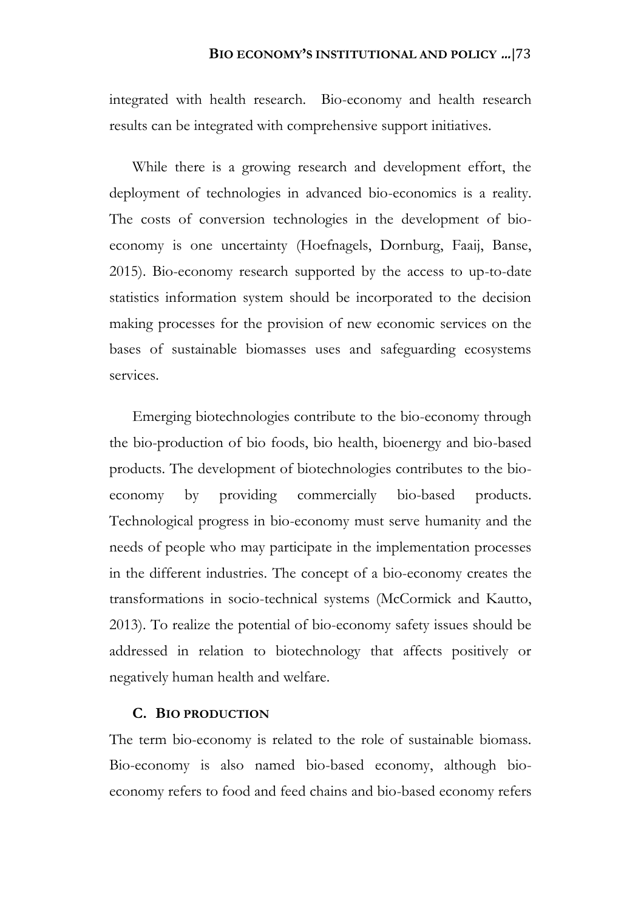integrated with health research. Bio-economy and health research results can be integrated with comprehensive support initiatives.

While there is a growing research and development effort, the deployment of technologies in advanced bio-economics is a reality. The costs of conversion technologies in the development of bio-economy is one uncertainty (Hoefnagels, Dornburg, Faaij, Banse, 2015). Bio-economy research supported by the access to up-to-date statistics information system should be incorporated to the decision making processes for the provision of new economic services on the bases of sustainable biomasses uses and safeguarding ecosystems services.

Emerging biotechnologies contribute to the bio-economy through the bio-production of bio foods, bio health, bioenergy and bio-based products. The development of biotechnologies contributes to the bio-economy by providing commercially bio-based products. Technological progress in bio-economy must serve humanity and the needs of people who may participate in the implementation processes in the different industries. The concept of a bio-economy creates the transformations in socio-technical systems (McCormick and Kautto, 2013). To realize the potential of bio-economy safety issues should be addressed in relation to biotechnology that affects positively or negatively human health and welfare.

### C. BIO PRODUCTION

The term bio-economy is related to the role of sustainable biomass. Bio-economy is also named bio-based economy, although bio-economy refers to food and feed chains and bio-based economy refers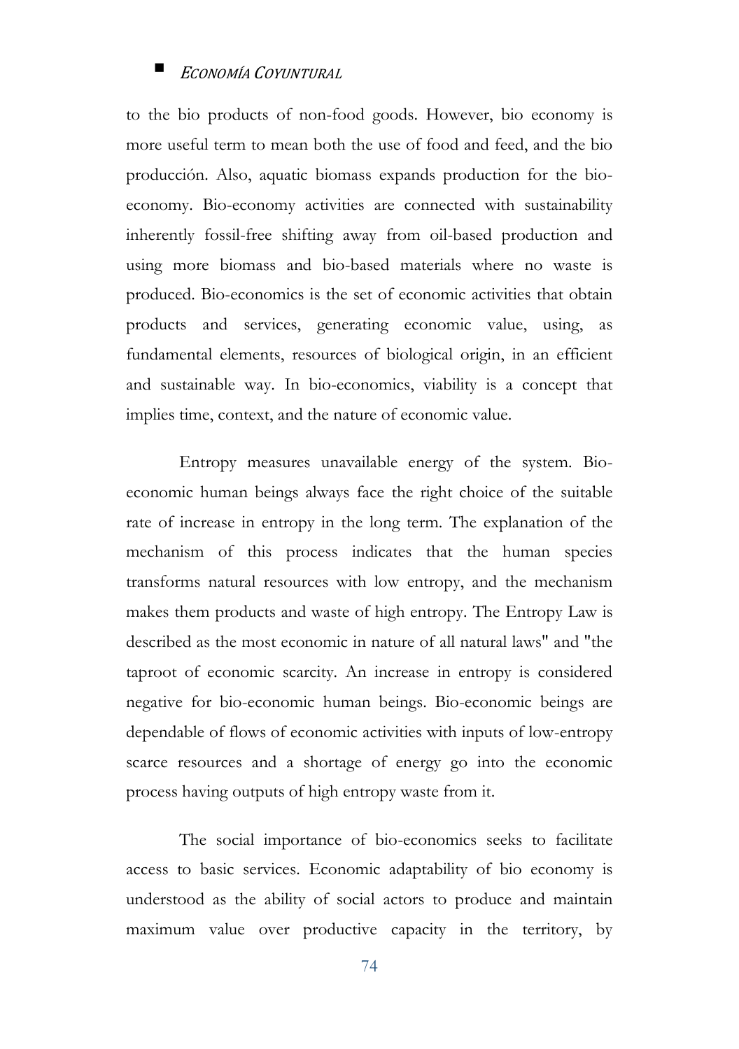to the bio products of non-food goods. However, bio economy is more useful term to mean both the use of food and feed, and the bio producción. Also, aquatic biomass expands production for the bio-economy. Bio-economy activities are connected with sustainability inherently fossil-free shifting away from oil-based production and using more biomass and bio-based materials where no waste is produced. Bio-economics is the set of economic activities that obtain products and services, generating economic value, using, as fundamental elements, resources of biological origin, in an efficient and sustainable way. In bio-economics, viability is a concept that implies time, context, and the nature of economic value.

Entropy measures unavailable energy of the system. Bio-economic human beings always face the right choice of the suitable rate of increase in entropy in the long term. The explanation of the mechanism of this process indicates that the human species transforms natural resources with low entropy, and the mechanism makes them products and waste of high entropy. The Entropy Law is described as the most economic in nature of all natural laws" and "the taproot of economic scarcity. An increase in entropy is considered negative for bio-economic human beings. Bio-economic beings are dependable of flows of economic activities with inputs of low-entropy scarce resources and a shortage of energy go into the economic process having outputs of high entropy waste from it.

The social importance of bio-economics seeks to facilitate access to basic services. Economic adaptability of bio economy is understood as the ability of social actors to produce and maintain maximum value over productive capacity in the territory, by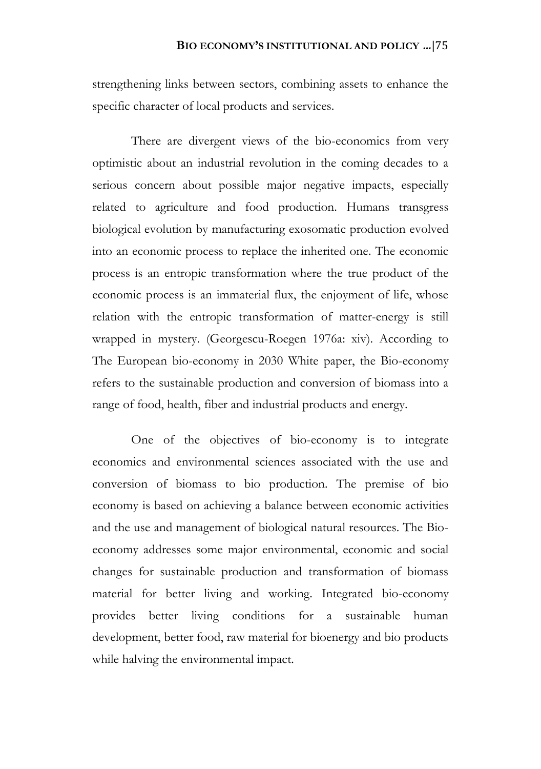strengthening links between sectors, combining assets to enhance the specific character of local products and services.

There are divergent views of the bio-economics from very optimistic about an industrial revolution in the coming decades to a serious concern about possible major negative impacts, especially related to agriculture and food production. Humans transgress biological evolution by manufacturing exosomatic production evolved into an economic process to replace the inherited one. The economic process is an entropic transformation where the true product of the economic process is an immaterial flux, the enjoyment of life, whose relation with the entropic transformation of matter-energy is still wrapped in mystery. (Georgescu-Roegen 1976a: xiv). According to The European bio-economy in 2030 White paper, the Bio-economy refers to the sustainable production and conversion of biomass into a range of food, health, fiber and industrial products and energy.

One of the objectives of bio-economy is to integrate economics and environmental sciences associated with the use and conversion of biomass to bio production. The premise of bio economy is based on achieving a balance between economic activities and the use and management of biological natural resources. The Bio-economy addresses some major environmental, economic and social changes for sustainable production and transformation of biomass material for better living and working. Integrated bio-economy provides better living conditions for a sustainable human development, better food, raw material for bioenergy and bio products while halving the environmental impact.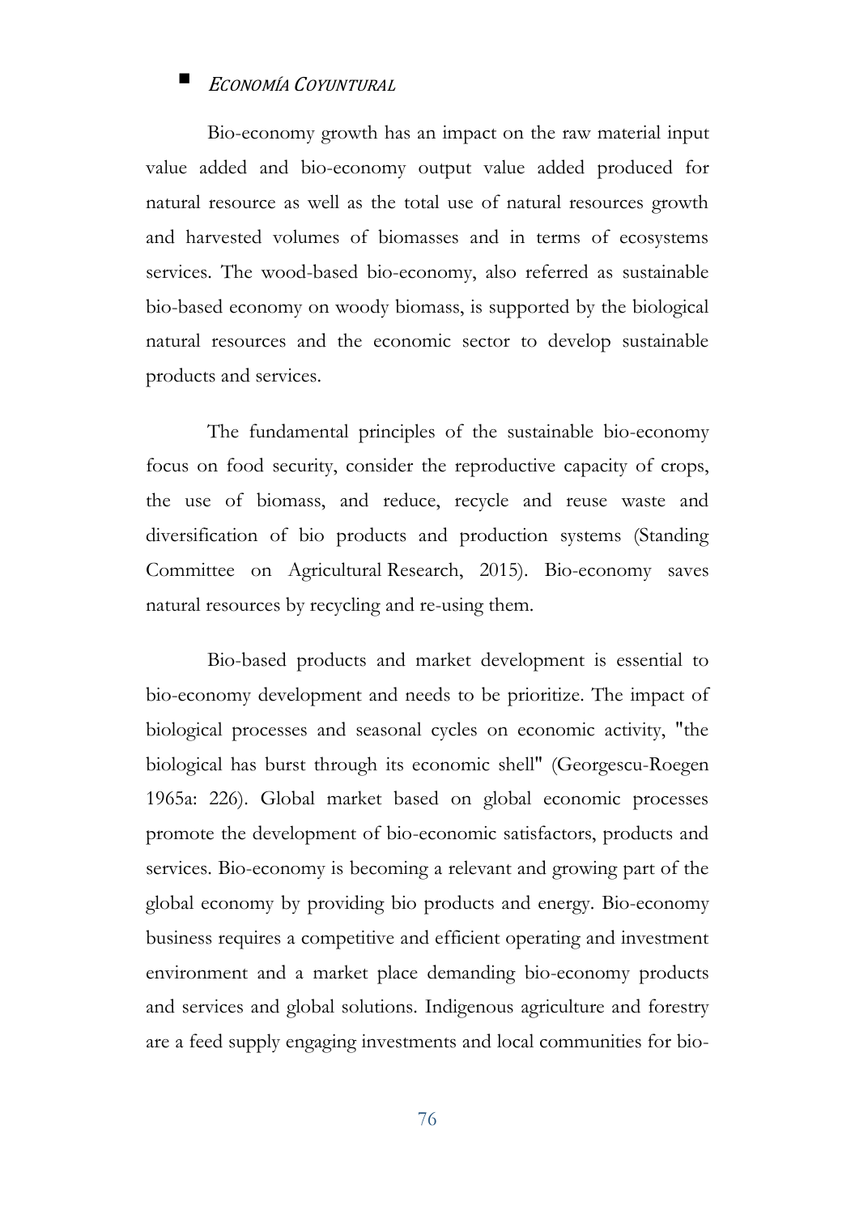Bio-economy growth has an impact on the raw material input value added and bio-economy output value added produced for natural resource as well as the total use of natural resources growth and harvested volumes of biomasses and in terms of ecosystems services. The wood-based bio-economy, also referred as sustainable bio-based economy on woody biomass, is supported by the biological natural resources and the economic sector to develop sustainable products and services.

The fundamental principles of the sustainable bio-economy focus on food security, consider the reproductive capacity of crops, the use of biomass, and reduce, recycle and reuse waste and diversification of bio products and production systems (Standing Committee on Agricultural Research, 2015). Bio-economy saves natural resources by recycling and re-using them.

Bio-based products and market development is essential to bio-economy development and needs to be prioritize. The impact of biological processes and seasonal cycles on economic activity, "the biological has burst through its economic shell" (Georgescu-Roegen 1965a: 226). Global market based on global economic processes promote the development of bio-economic satisfactors, products and services. Bio-economy is becoming a relevant and growing part of the global economy by providing bio products and energy. Bio-economy business requires a competitive and efficient operating and investment environment and a market place demanding bio-economy products and services and global solutions. Indigenous agriculture and forestry are a feed supply engaging investments and local communities for bio-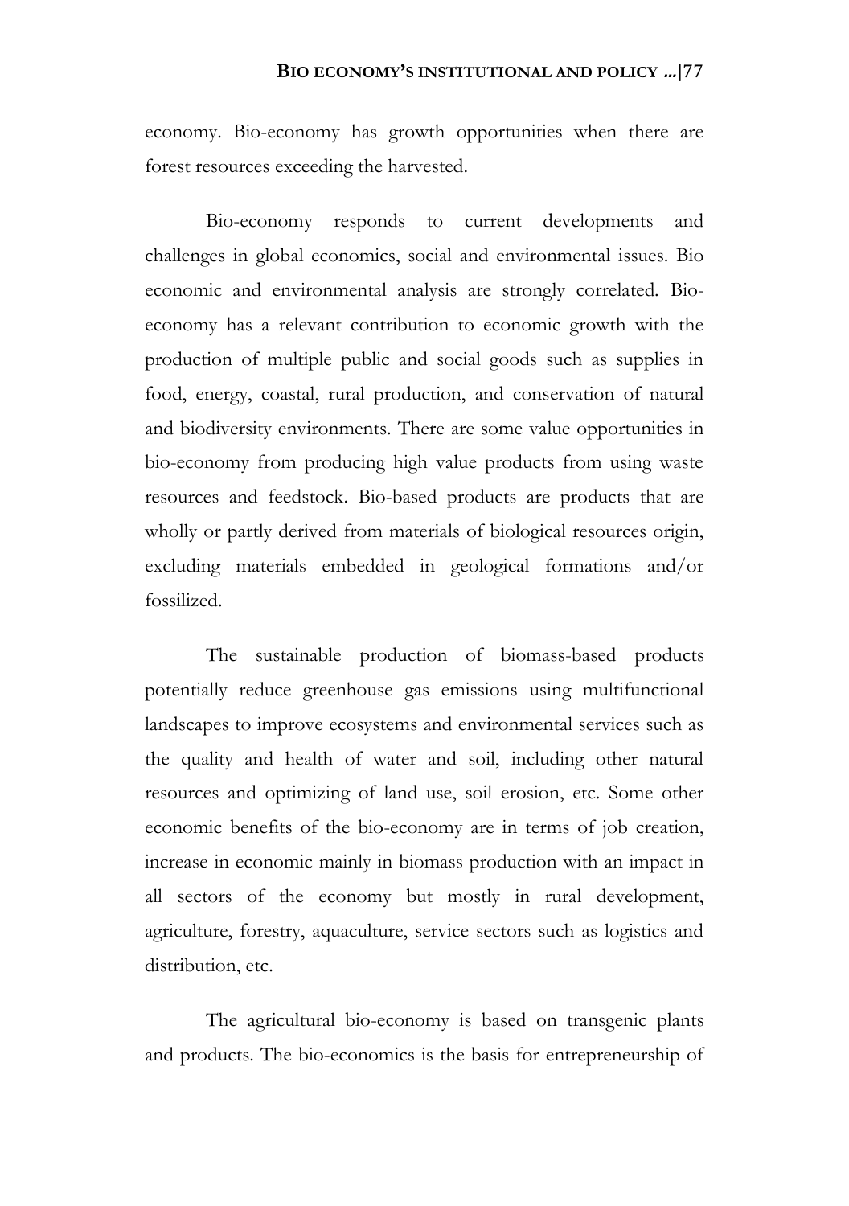economy. Bio-economy has growth opportunities when there are forest resources exceeding the harvested.

Bio-economy responds to current developments and challenges in global economics, social and environmental issues. Bio economic and environmental analysis are strongly correlated. Bio-economy has a relevant contribution to economic growth with the production of multiple public and social goods such as supplies in food, energy, coastal, rural production, and conservation of natural and biodiversity environments. There are some value opportunities in bio-economy from producing high value products from using waste resources and feedstock. Bio-based products are products that are wholly or partly derived from materials of biological resources origin, excluding materials embedded in geological formations and/or fossilized.

The sustainable production of biomass-based products potentially reduce greenhouse gas emissions using multifunctional landscapes to improve ecosystems and environmental services such as the quality and health of water and soil, including other natural resources and optimizing of land use, soil erosion, etc. Some other economic benefits of the bio-economy are in terms of job creation, increase in economic mainly in biomass production with an impact in all sectors of the economy but mostly in rural development, agriculture, forestry, aquaculture, service sectors such as logistics and distribution, etc.

The agricultural bio-economy is based on transgenic plants and products. The bio-economics is the basis for entrepreneurship of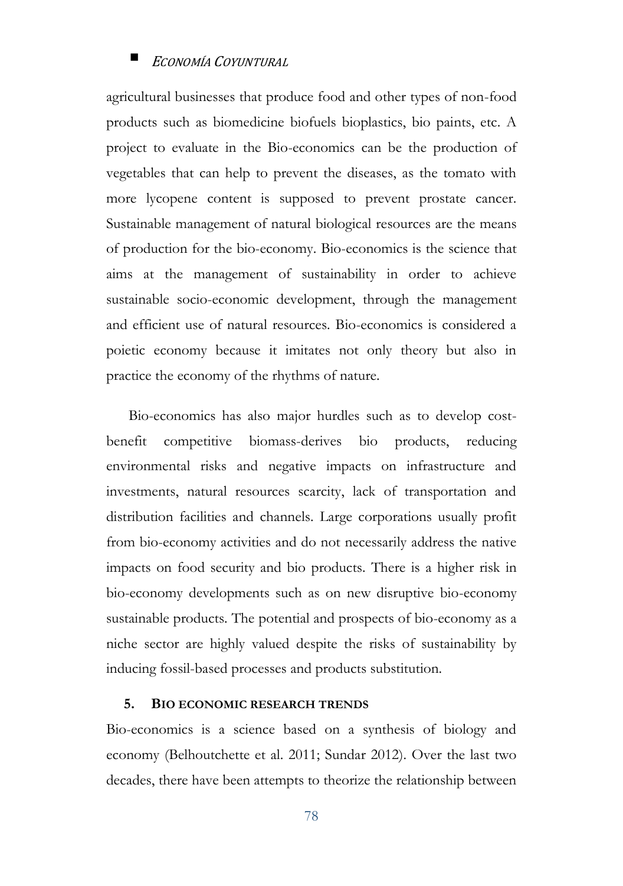agricultural businesses that produce food and other types of non-food products such as biomedicine biofuels bioplastics, bio paints, etc. A project to evaluate in the Bio-economics can be the production of vegetables that can help to prevent the diseases, as the tomato with more lycopene content is supposed to prevent prostate cancer. Sustainable management of natural biological resources are the means of production for the bio-economy. Bio-economics is the science that aims at the management of sustainability in order to achieve sustainable socio-economic development, through the management and efficient use of natural resources. Bio-economics is considered a poietic economy because it imitates not only theory but also in practice the economy of the rhythms of nature.

Bio-economics has also major hurdles such as to develop cost-benefit competitive biomass-derives bio products, reducing environmental risks and negative impacts on infrastructure and investments, natural resources scarcity, lack of transportation and distribution facilities and channels. Large corporations usually profit from bio-economy activities and do not necessarily address the native impacts on food security and bio products. There is a higher risk in bio-economy developments such as on new disruptive bio-economy sustainable products. The potential and prospects of bio-economy as a niche sector are highly valued despite the risks of sustainability by inducing fossil-based processes and products substitution.

## 5. BIO ECONOMIC RESEARCH TRENDS

Bio-economics is a science based on a synthesis of biology and economy (Belhoutchette et al. 2011; Sundar 2012). Over the last two decades, there have been attempts to theorize the relationship between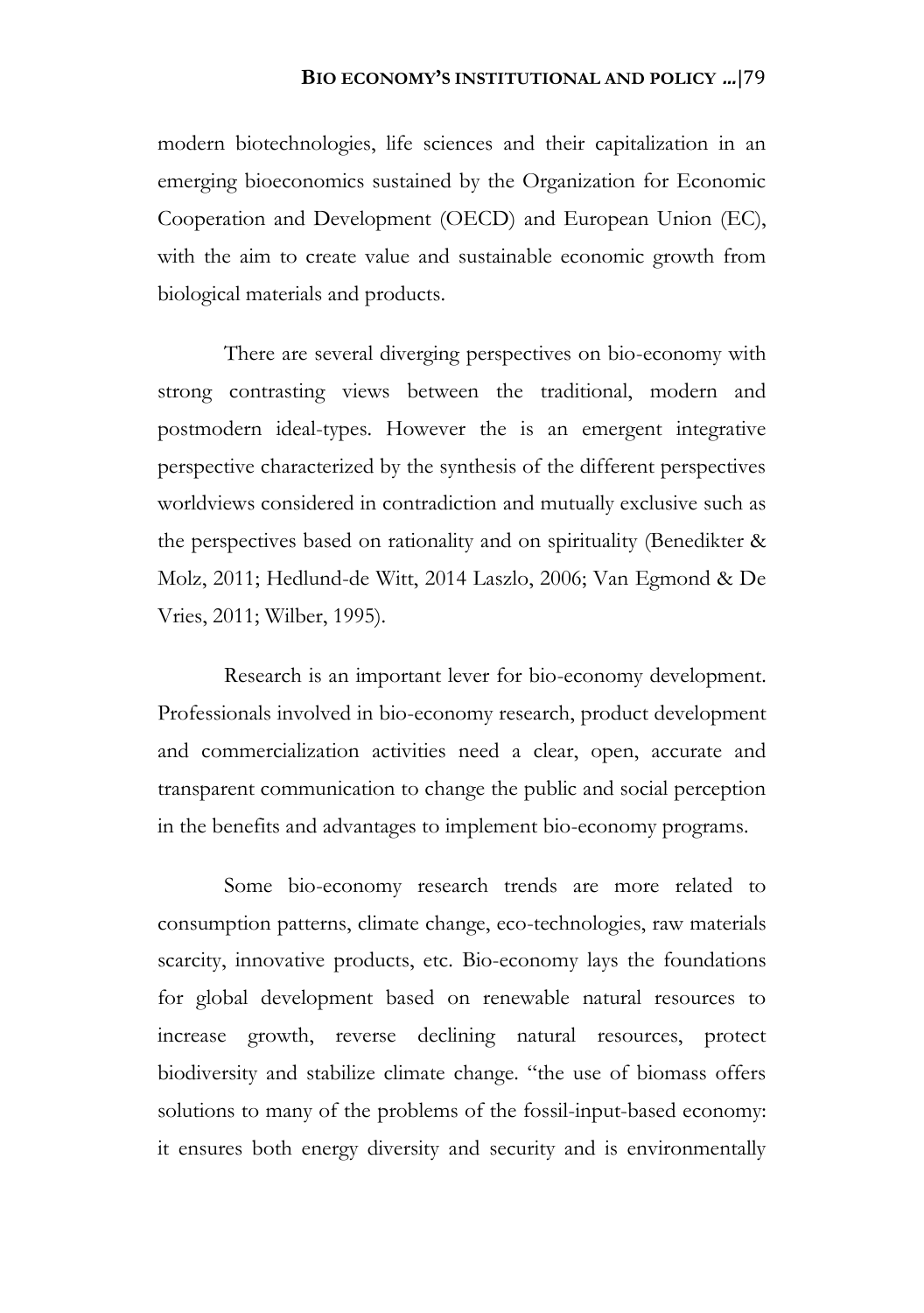modern biotechnologies, life sciences and their capitalization in an emerging bioeconomics sustained by the Organization for Economic Cooperation and Development (OECD) and European Union (EC), with the aim to create value and sustainable economic growth from biological materials and products.

There are several diverging perspectives on bio-economy with strong contrasting views between the traditional, modern and postmodern ideal-types. However the is an emergent integrative perspective characterized by the synthesis of the different perspectives worldviews considered in contradiction and mutually exclusive such as the perspectives based on rationality and on spirituality (Benedikter & Molz, 2011; Hedlund-de Witt, 2014 Laszlo, 2006; Van Egmond & De Vries, 2011; Wilber, 1995).

Research is an important lever for bio-economy development. Professionals involved in bio-economy research, product development and commercialization activities need a clear, open, accurate and transparent communication to change the public and social perception in the benefits and advantages to implement bio-economy programs.

Some bio-economy research trends are more related to consumption patterns, climate change, eco-technologies, raw materials scarcity, innovative products, etc. Bio-economy lays the foundations for global development based on renewable natural resources to increase growth, reverse declining natural resources, protect biodiversity and stabilize climate change. "the use of biomass offers solutions to many of the problems of the fossil-input-based economy: it ensures both energy diversity and security and is environmentally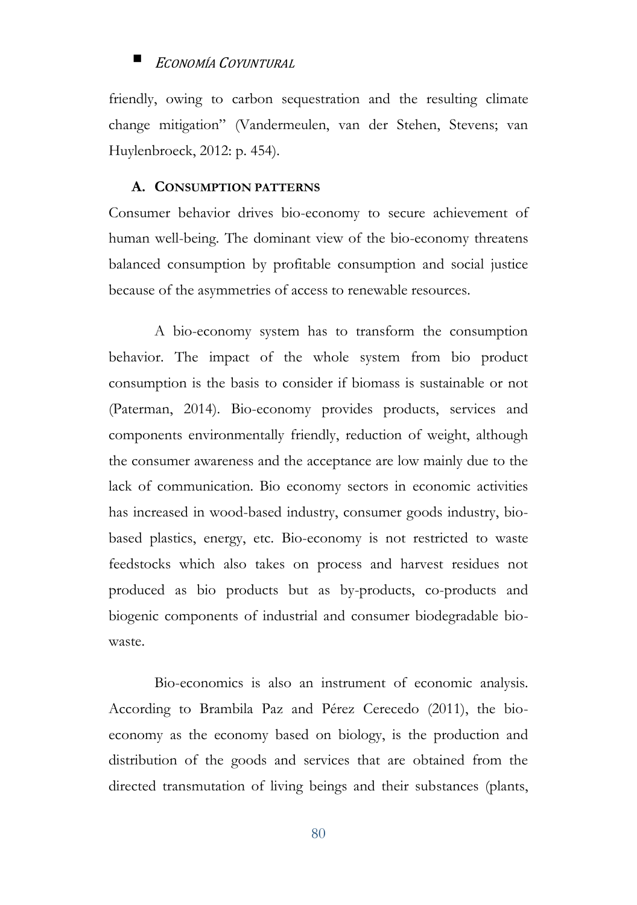friendly, owing to carbon sequestration and the resulting climate change mitigation" (Vandermeulen, van der Stehen, Stevens; van Huylenbroeck, 2012: p. 454).

### A. CONSUMPTION PATTERNS

Consumer behavior drives bio-economy to secure achievement of human well-being. The dominant view of the bio-economy threatens balanced consumption by profitable consumption and social justice because of the asymmetries of access to renewable resources.

A bio-economy system has to transform the consumption behavior. The impact of the whole system from bio product consumption is the basis to consider if biomass is sustainable or not (Paterman, 2014). Bio-economy provides products, services and components environmentally friendly, reduction of weight, although the consumer awareness and the acceptance are low mainly due to the lack of communication. Bio economy sectors in economic activities has increased in wood-based industry, consumer goods industry, bio-based plastics, energy, etc. Bio-economy is not restricted to waste feedstocks which also takes on process and harvest residues not produced as bio products but as by-products, co-products and biogenic components of industrial and consumer biodegradable bio-waste.

Bio-economics is also an instrument of economic analysis. According to Brambila Paz and Pérez Cerecedo (2011), the bio-economy as the economy based on biology, is the production and distribution of the goods and services that are obtained from the directed transmutation of living beings and their substances (plants,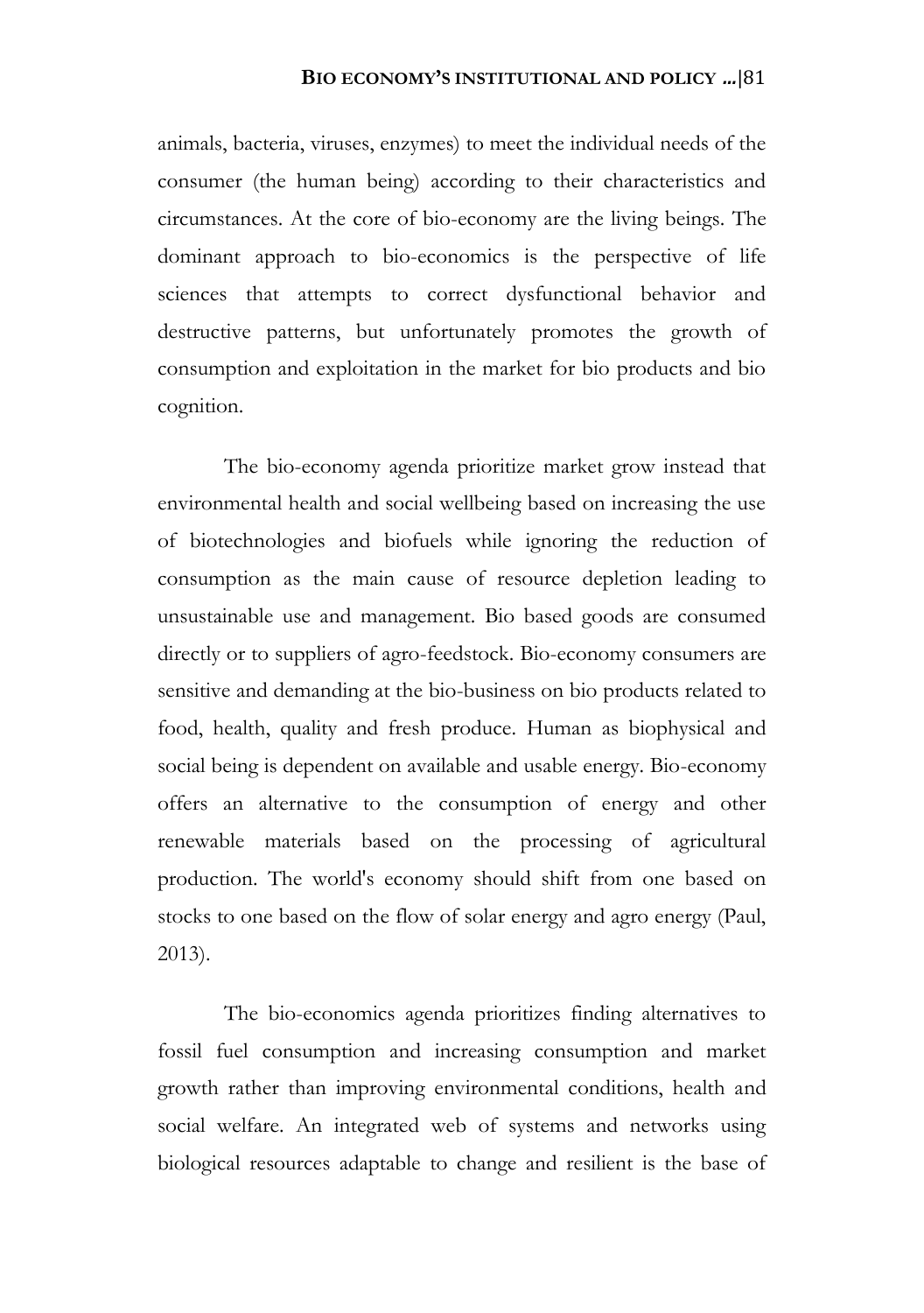animals, bacteria, viruses, enzymes) to meet the individual needs of the consumer (the human being) according to their characteristics and circumstances. At the core of bio-economy are the living beings. The dominant approach to bio-economics is the perspective of life sciences that attempts to correct dysfunctional behavior and destructive patterns, but unfortunately promotes the growth of consumption and exploitation in the market for bio products and bio cognition.

The bio-economy agenda prioritize market grow instead that environmental health and social wellbeing based on increasing the use of biotechnologies and biofuels while ignoring the reduction of consumption as the main cause of resource depletion leading to unsustainable use and management. Bio based goods are consumed directly or to suppliers of agro-feedstock. Bio-economy consumers are sensitive and demanding at the bio-business on bio products related to food, health, quality and fresh produce. Human as biophysical and social being is dependent on available and usable energy. Bio-economy offers an alternative to the consumption of energy and other renewable materials based on the processing of agricultural production. The world's economy should shift from one based on stocks to one based on the flow of solar energy and agro energy (Paul, 2013).

The bio-economics agenda prioritizes finding alternatives to fossil fuel consumption and increasing consumption and market growth rather than improving environmental conditions, health and social welfare. An integrated web of systems and networks using biological resources adaptable to change and resilient is the base of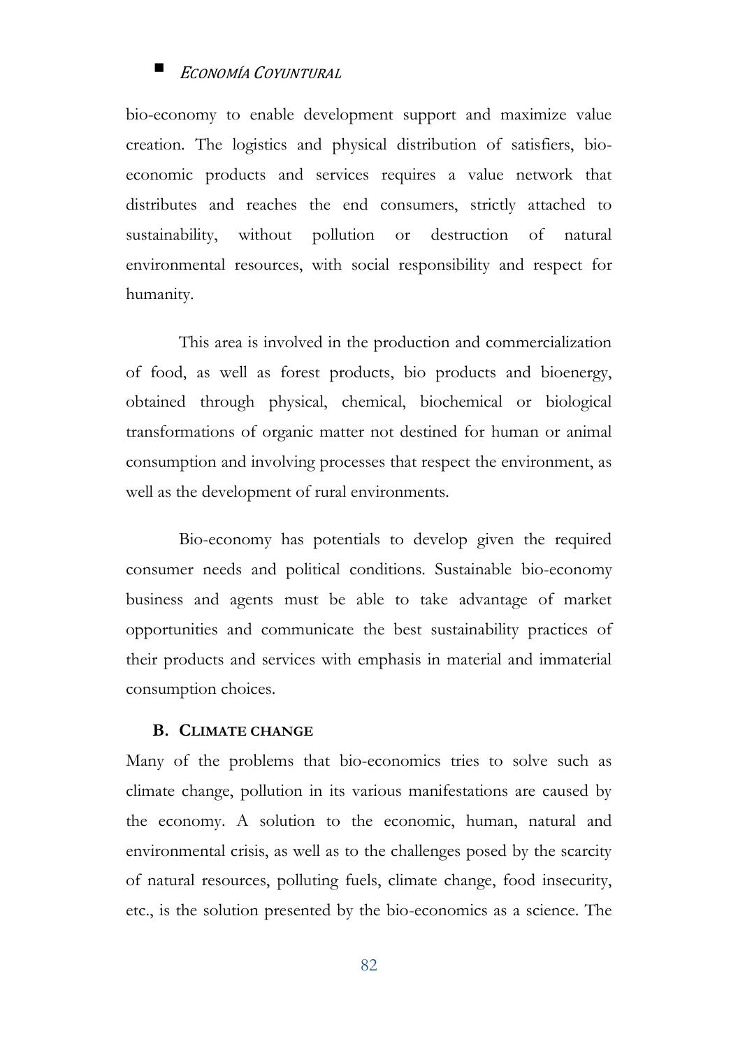bio-economy to enable development support and maximize value creation. The logistics and physical distribution of satisfiers, bio-economic products and services requires a value network that distributes and reaches the end consumers, strictly attached to sustainability, without pollution or destruction of natural environmental resources, with social responsibility and respect for humanity.

This area is involved in the production and commercialization of food, as well as forest products, bio products and bioenergy, obtained through physical, chemical, biochemical or biological transformations of organic matter not destined for human or animal consumption and involving processes that respect the environment, as well as the development of rural environments.

Bio-economy has potentials to develop given the required consumer needs and political conditions. Sustainable bio-economy business and agents must be able to take advantage of market opportunities and communicate the best sustainability practices of their products and services with emphasis in material and immaterial consumption choices.

### B. CLIMATE CHANGE

Many of the problems that bio-economics tries to solve such as climate change, pollution in its various manifestations are caused by the economy. A solution to the economic, human, natural and environmental crisis, as well as to the challenges posed by the scarcity of natural resources, polluting fuels, climate change, food insecurity, etc., is the solution presented by the bio-economics as a science. The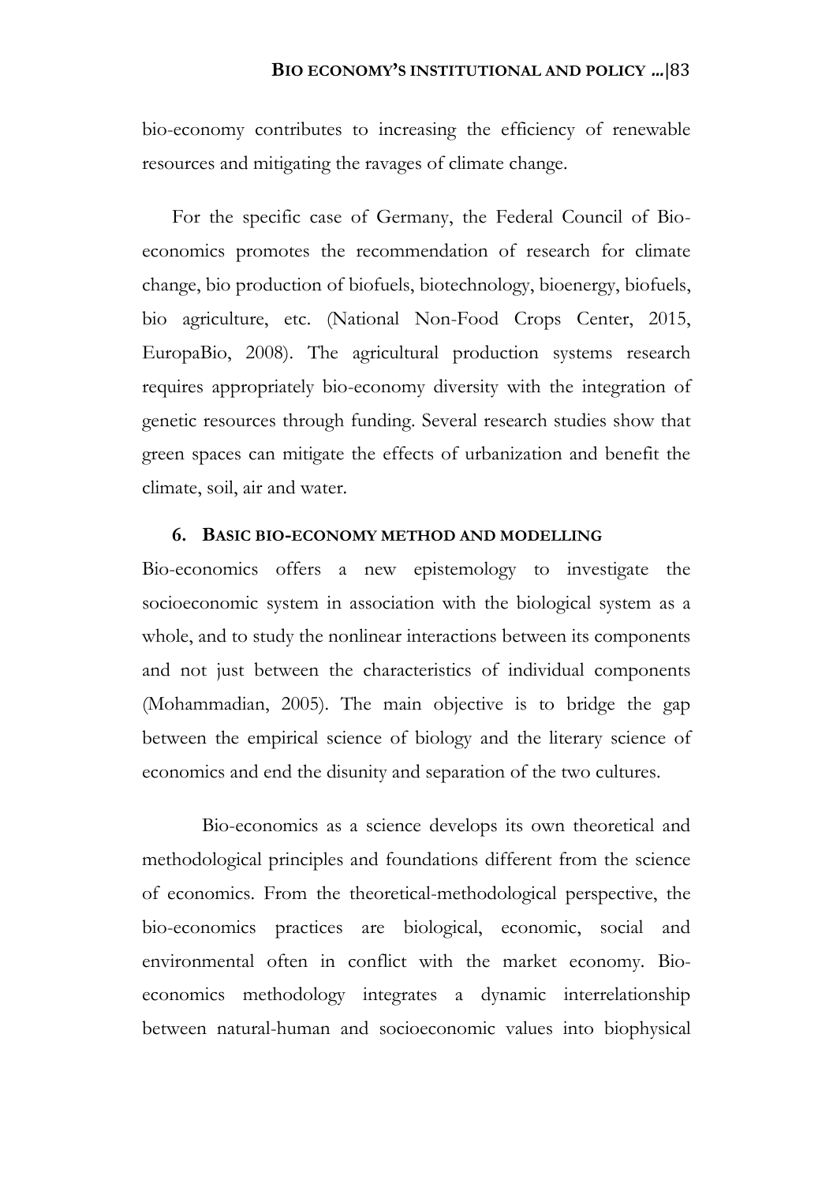bio-economy contributes to increasing the efficiency of renewable resources and mitigating the ravages of climate change.

For the specific case of Germany, the Federal Council of Bio-economics promotes the recommendation of research for climate change, bio production of biofuels, biotechnology, bioenergy, biofuels, bio agriculture, etc. (National Non-Food Crops Center, 2015, EuropaBio, 2008). The agricultural production systems research requires appropriately bio-economy diversity with the integration of genetic resources through funding. Several research studies show that green spaces can mitigate the effects of urbanization and benefit the climate, soil, air and water.

## 6. BASIC BIO-ECONOMY METHOD AND MODELLING

Bio-economics offers a new epistemology to investigate the socioeconomic system in association with the biological system as a whole, and to study the nonlinear interactions between its components and not just between the characteristics of individual components (Mohammadian, 2005). The main objective is to bridge the gap between the empirical science of biology and the literary science of economics and end the disunity and separation of the two cultures.

Bio-economics as a science develops its own theoretical and methodological principles and foundations different from the science of economics. From the theoretical-methodological perspective, the bio-economics practices are biological, economic, social and environmental often in conflict with the market economy. Bio-economics methodology integrates a dynamic interrelationship between natural-human and socioeconomic values into biophysical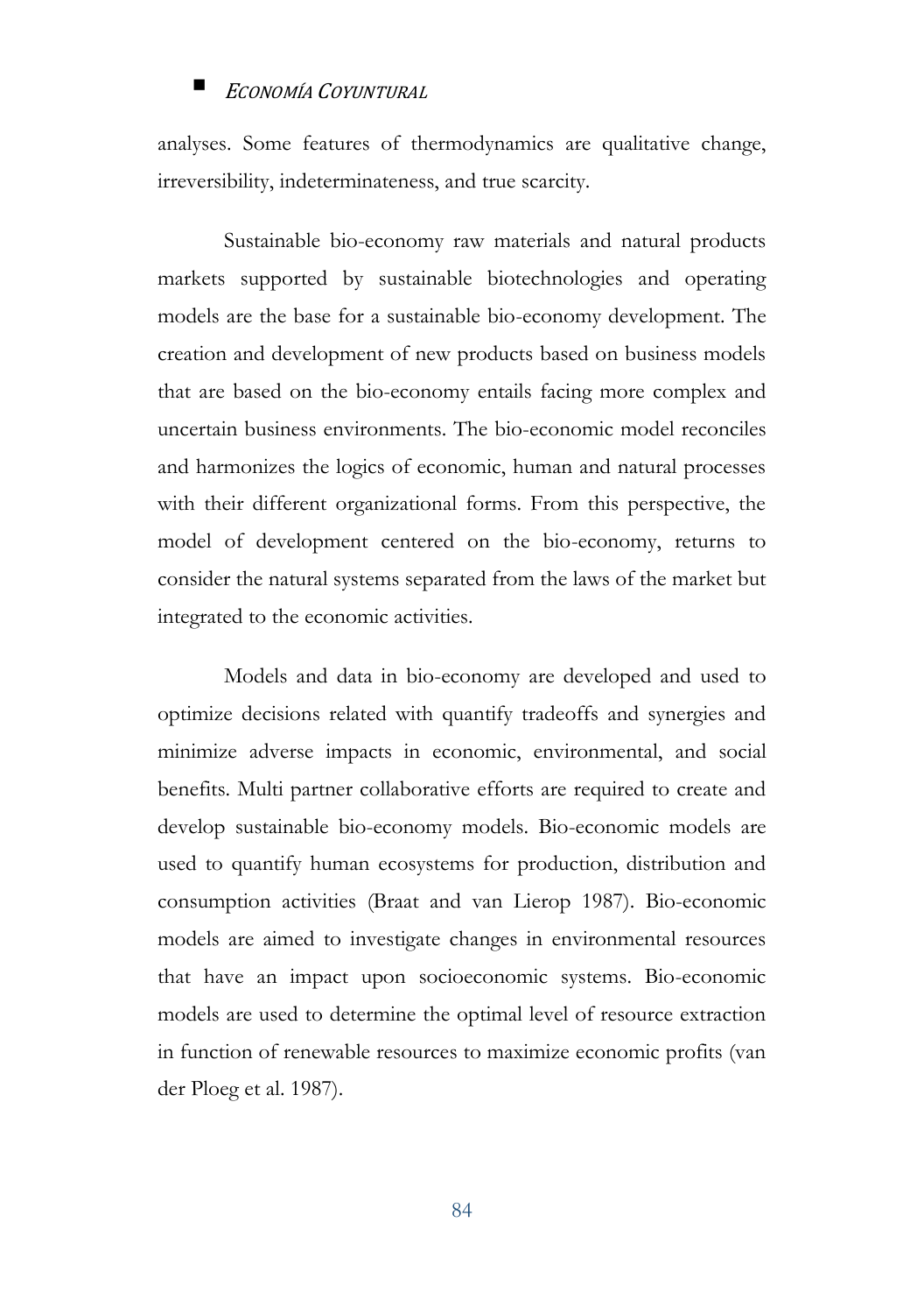analyses. Some features of thermodynamics are qualitative change, irreversibility, indeterminateness, and true scarcity.

Sustainable bio-economy raw materials and natural products markets supported by sustainable biotechnologies and operating models are the base for a sustainable bio-economy development. The creation and development of new products based on business models that are based on the bio-economy entails facing more complex and uncertain business environments. The bio-economic model reconciles and harmonizes the logics of economic, human and natural processes with their different organizational forms. From this perspective, the model of development centered on the bio-economy, returns to consider the natural systems separated from the laws of the market but integrated to the economic activities.

Models and data in bio-economy are developed and used to optimize decisions related with quantify tradeoffs and synergies and minimize adverse impacts in economic, environmental, and social benefits. Multi partner collaborative efforts are required to create and develop sustainable bio-economy models. Bio-economic models are used to quantify human ecosystems for production, distribution and consumption activities (Braat and van Lierop 1987). Bio-economic models are aimed to investigate changes in environmental resources that have an impact upon socioeconomic systems. Bio-economic models are used to determine the optimal level of resource extraction in function of renewable resources to maximize economic profits (van der Ploeg et al. 1987).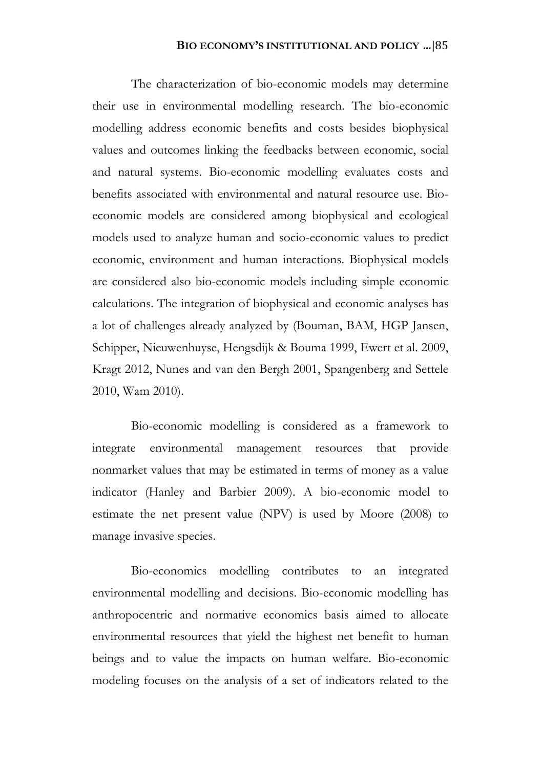The characterization of bio-economic models may determine their use in environmental modelling research. The bio-economic modelling address economic benefits and costs besides biophysical values and outcomes linking the feedbacks between economic, social and natural systems. Bio-economic modelling evaluates costs and benefits associated with environmental and natural resource use. Bio-economic models are considered among biophysical and ecological models used to analyze human and socio-economic values to predict economic, environment and human interactions. Biophysical models are considered also bio-economic models including simple economic calculations. The integration of biophysical and economic analyses has a lot of challenges already analyzed by (Bouman, BAM, HGP Jansen, Schipper, Nieuwenhuyse, Hengsdijk & Bouma 1999, Ewert et al. 2009, Kragt 2012, Nunes and van den Bergh 2001, Spangenberg and Settele 2010, Wam 2010).

Bio-economic modelling is considered as a framework to integrate environmental management resources that provide nonmarket values that may be estimated in terms of money as a value indicator (Hanley and Barbier 2009). A bio-economic model to estimate the net present value (NPV) is used by Moore (2008) to manage invasive species.

Bio-economics modelling contributes to an integrated environmental modelling and decisions. Bio-economic modelling has anthropocentric and normative economics basis aimed to allocate environmental resources that yield the highest net benefit to human beings and to value the impacts on human welfare. Bio-economic modeling focuses on the analysis of a set of indicators related to the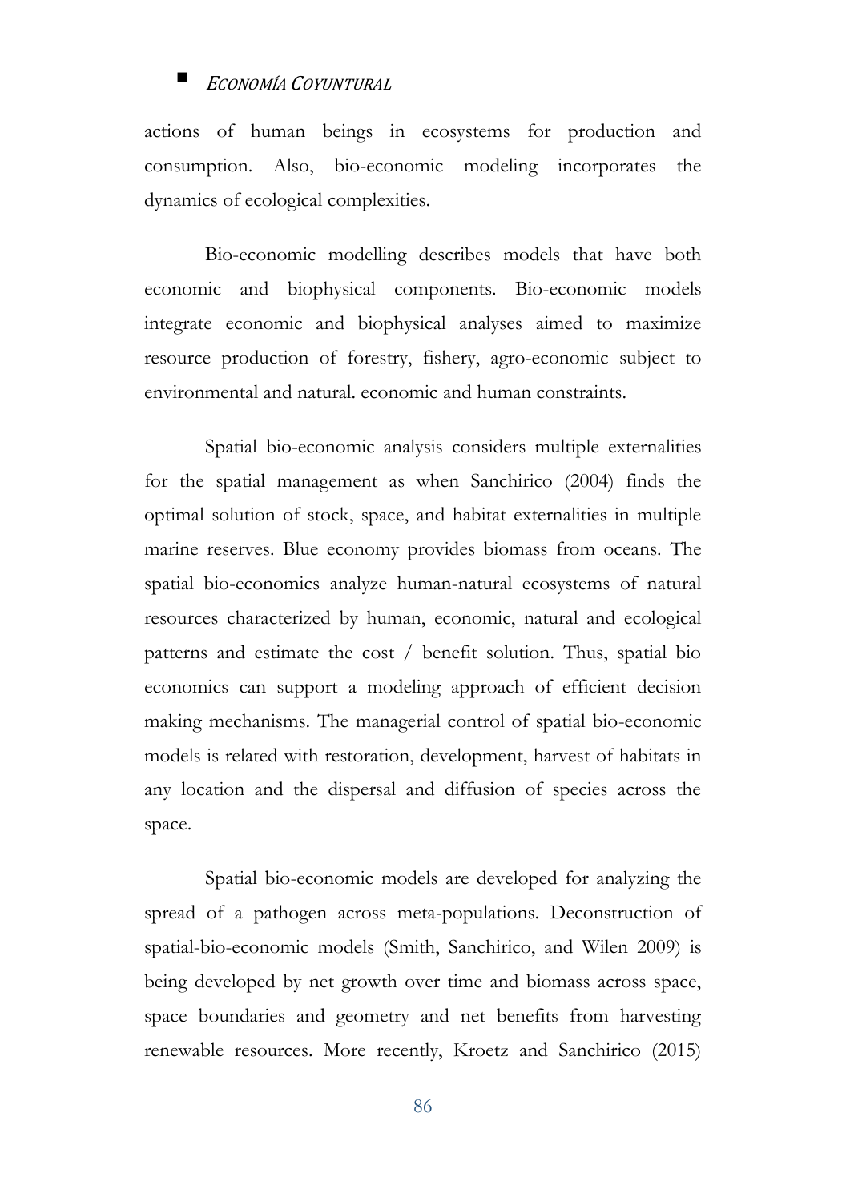actions of human beings in ecosystems for production and consumption. Also, bio-economic modeling incorporates the dynamics of ecological complexities.

Bio-economic modelling describes models that have both economic and biophysical components. Bio-economic models integrate economic and biophysical analyses aimed to maximize resource production of forestry, fishery, agro-economic subject to environmental and natural. economic and human constraints.

Spatial bio-economic analysis considers multiple externalities for the spatial management as when Sanchirico (2004) finds the optimal solution of stock, space, and habitat externalities in multiple marine reserves. Blue economy provides biomass from oceans. The spatial bio-economics analyze human-natural ecosystems of natural resources characterized by human, economic, natural and ecological patterns and estimate the cost / benefit solution. Thus, spatial bio economics can support a modeling approach of efficient decision making mechanisms. The managerial control of spatial bio-economic models is related with restoration, development, harvest of habitats in any location and the dispersal and diffusion of species across the space.

Spatial bio-economic models are developed for analyzing the spread of a pathogen across meta-populations. Deconstruction of spatial-bio-economic models (Smith, Sanchirico, and Wilen 2009) is being developed by net growth over time and biomass across space, space boundaries and geometry and net benefits from harvesting renewable resources. More recently, Kroetz and Sanchirico (2015)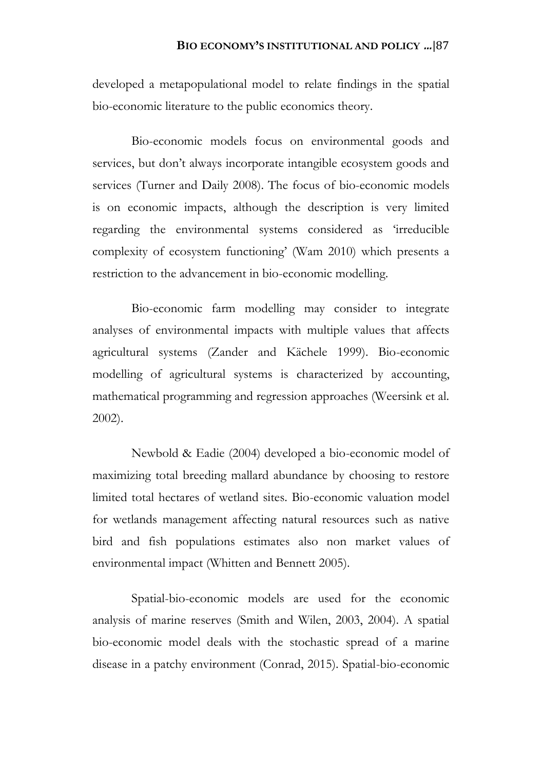developed a metapopulational model to relate findings in the spatial bio-economic literature to the public economics theory.

Bio-economic models focus on environmental goods and services, but don't always incorporate intangible ecosystem goods and services (Turner and Daily 2008). The focus of bio-economic models is on economic impacts, although the description is very limited regarding the environmental systems considered as 'irreducible complexity of ecosystem functioning' (Wam 2010) which presents a restriction to the advancement in bio-economic modelling.

Bio-economic farm modelling may consider to integrate analyses of environmental impacts with multiple values that affects agricultural systems (Zander and Kächele 1999). Bio-economic modelling of agricultural systems is characterized by accounting, mathematical programming and regression approaches (Weersink et al. 2002).

Newbold & Eadie (2004) developed a bio-economic model of maximizing total breeding mallard abundance by choosing to restore limited total hectares of wetland sites. Bio-economic valuation model for wetlands management affecting natural resources such as native bird and fish populations estimates also non market values of environmental impact (Whitten and Bennett 2005).

Spatial-bio-economic models are used for the economic analysis of marine reserves (Smith and Wilen, 2003, 2004). A spatial bio-economic model deals with the stochastic spread of a marine disease in a patchy environment (Conrad, 2015). Spatial-bio-economic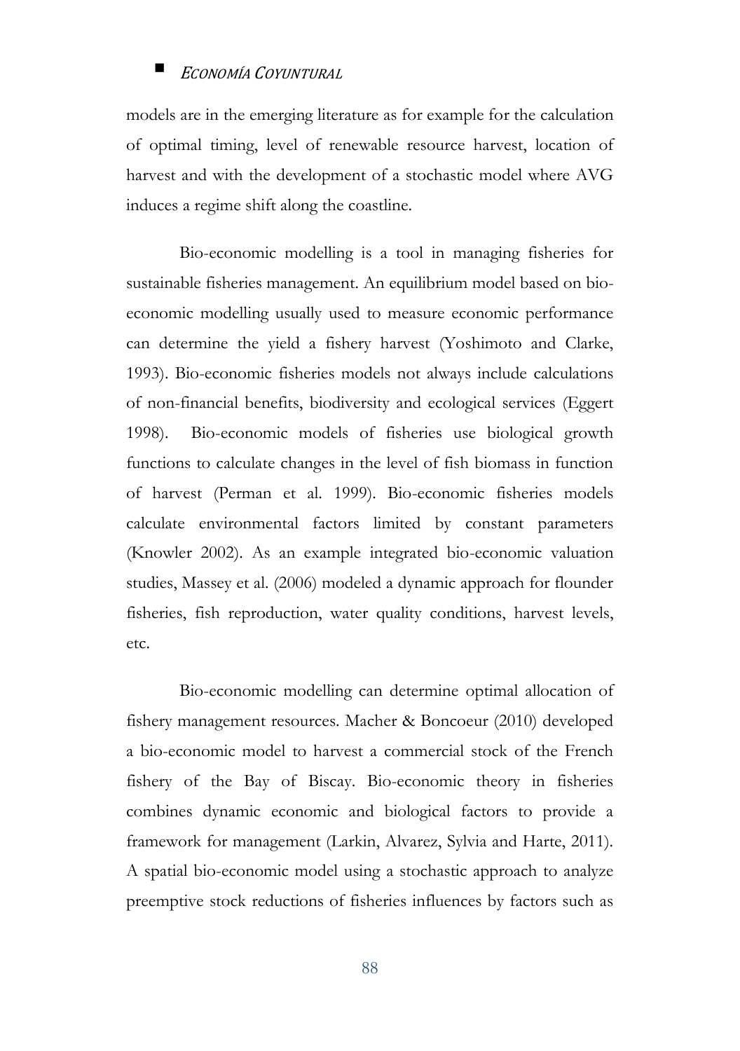models are in the emerging literature as for example for the calculation of optimal timing, level of renewable resource harvest, location of harvest and with the development of a stochastic model where AVG induces a regime shift along the coastline.

Bio-economic modelling is a tool in managing fisheries for sustainable fisheries management. An equilibrium model based on bio-economic modelling usually used to measure economic performance can determine the yield a fishery harvest (Yoshimoto and Clarke, 1993). Bio-economic fisheries models not always include calculations of non-financial benefits, biodiversity and ecological services (Eggert 1998). Bio-economic models of fisheries use biological growth functions to calculate changes in the level of fish biomass in function of harvest (Perman et al. 1999). Bio-economic fisheries models calculate environmental factors limited by constant parameters (Knowler 2002). As an example integrated bio-economic valuation studies, Massey et al. (2006) modeled a dynamic approach for flounder fisheries, fish reproduction, water quality conditions, harvest levels, etc.

Bio-economic modelling can determine optimal allocation of fishery management resources. Macher & Boncoeur (2010) developed a bio-economic model to harvest a commercial stock of the French fishery of the Bay of Biscay. Bio-economic theory in fisheries combines dynamic economic and biological factors to provide a framework for management (Larkin, Alvarez, Sylvia and Harte, 2011). A spatial bio-economic model using a stochastic approach to analyze preemptive stock reductions of fisheries influences by factors such as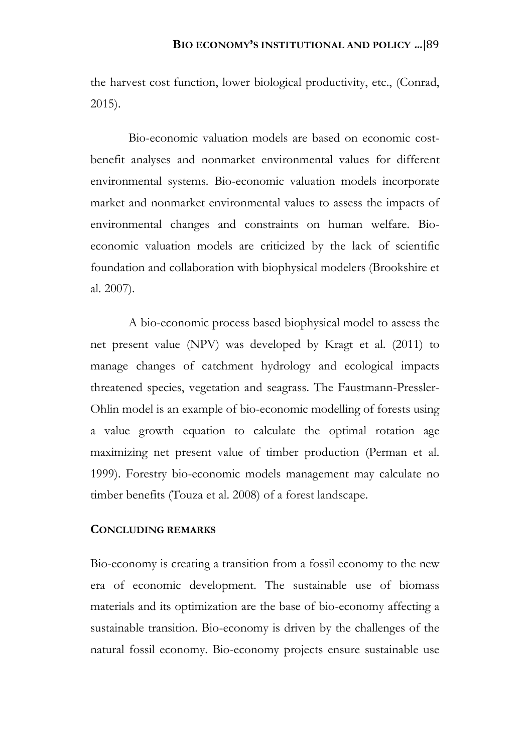the harvest cost function, lower biological productivity, etc., (Conrad, 2015).

Bio-economic valuation models are based on economic cost-benefit analyses and nonmarket environmental values for different environmental systems. Bio-economic valuation models incorporate market and nonmarket environmental values to assess the impacts of environmental changes and constraints on human welfare. Bio-economic valuation models are criticized by the lack of scientific foundation and collaboration with biophysical modelers (Brookshire et al. 2007).

A bio-economic process based biophysical model to assess the net present value (NPV) was developed by Kragt et al. (2011) to manage changes of catchment hydrology and ecological impacts threatened species, vegetation and seagrass. The Faustmann-Pressler-Ohlin model is an example of bio-economic modelling of forests using a value growth equation to calculate the optimal rotation age maximizing net present value of timber production (Perman et al. 1999). Forestry bio-economic models management may calculate no timber benefits (Touza et al. 2008) of a forest landscape.

## CONCLUDING REMARKS

Bio-economy is creating a transition from a fossil economy to the new era of economic development. The sustainable use of biomass materials and its optimization are the base of bio-economy affecting a sustainable transition. Bio-economy is driven by the challenges of the natural fossil economy. Bio-economy projects ensure sustainable use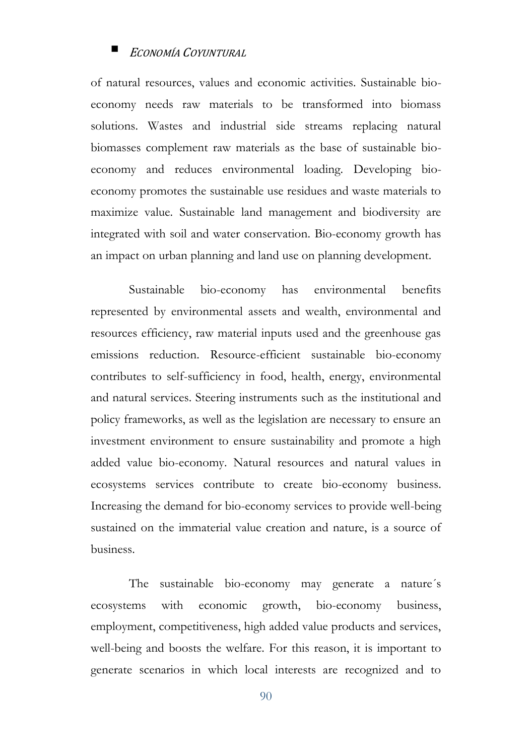of natural resources, values and economic activities. Sustainable bio-economy needs raw materials to be transformed into biomass solutions. Wastes and industrial side streams replacing natural biomasses complement raw materials as the base of sustainable bio-economy and reduces environmental loading. Developing bio-economy promotes the sustainable use residues and waste materials to maximize value. Sustainable land management and biodiversity are integrated with soil and water conservation. Bio-economy growth has an impact on urban planning and land use on planning development.

Sustainable bio-economy has environmental benefits represented by environmental assets and wealth, environmental and resources efficiency, raw material inputs used and the greenhouse gas emissions reduction. Resource-efficient sustainable bio-economy contributes to self-sufficiency in food, health, energy, environmental and natural services. Steering instruments such as the institutional and policy frameworks, as well as the legislation are necessary to ensure an investment environment to ensure sustainability and promote a high added value bio-economy. Natural resources and natural values in ecosystems services contribute to create bio-economy business. Increasing the demand for bio-economy services to provide well-being sustained on the immaterial value creation and nature, is a source of business.

The sustainable bio-economy may generate a nature´s ecosystems with economic growth, bio-economy business, employment, competitiveness, high added value products and services, well-being and boosts the welfare. For this reason, it is important to generate scenarios in which local interests are recognized and to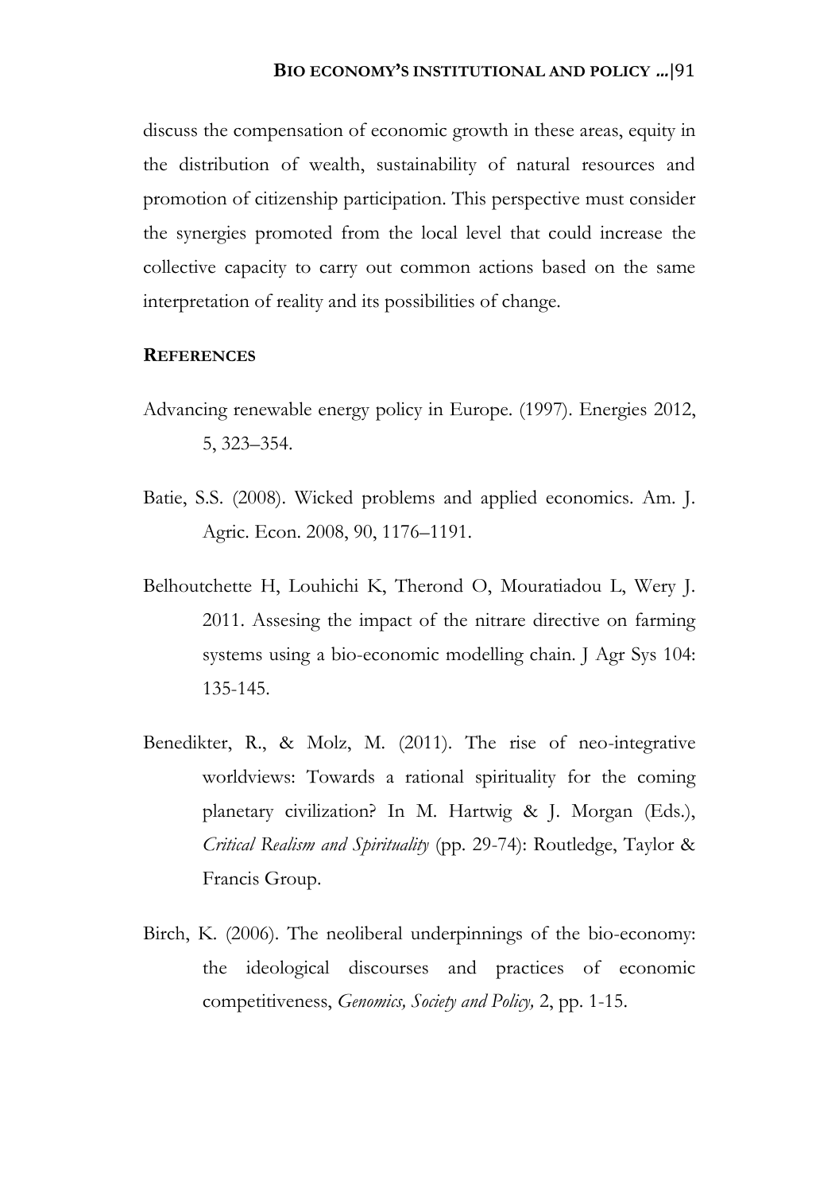discuss the compensation of economic growth in these areas, equity in the distribution of wealth, sustainability of natural resources and promotion of citizenship participation. This perspective must consider the synergies promoted from the local level that could increase the collective capacity to carry out common actions based on the same interpretation of reality and its possibilities of change.

## REFERENCES

Advancing renewable energy policy in Europe. (1997). Energies 2012, 5, 323–354.

Batie, S.S. (2008). Wicked problems and applied economics. Am. J. Agric. Econ. 2008, 90, 1176–1191.

Belhoutchette H, Louhichi K, Therond O, Mouratiadou L, Wery J. 2011. Assesing the impact of the nitrare directive on farming systems using a bio-economic modelling chain. J Agr Sys 104: 135-145.

Benedikter, R., & Molz, M. (2011). The rise of neo-integrative worldviews: Towards a rational spirituality for the coming planetary civilization? In M. Hartwig & J. Morgan (Eds.), *Critical Realism and Spirituality* (pp. 29-74): Routledge, Taylor & Francis Group.

Birch, K. (2006). The neoliberal underpinnings of the bio-economy: the ideological discourses and practices of economic competitiveness, *Genomics, Society and Policy,* 2, pp. 1-15.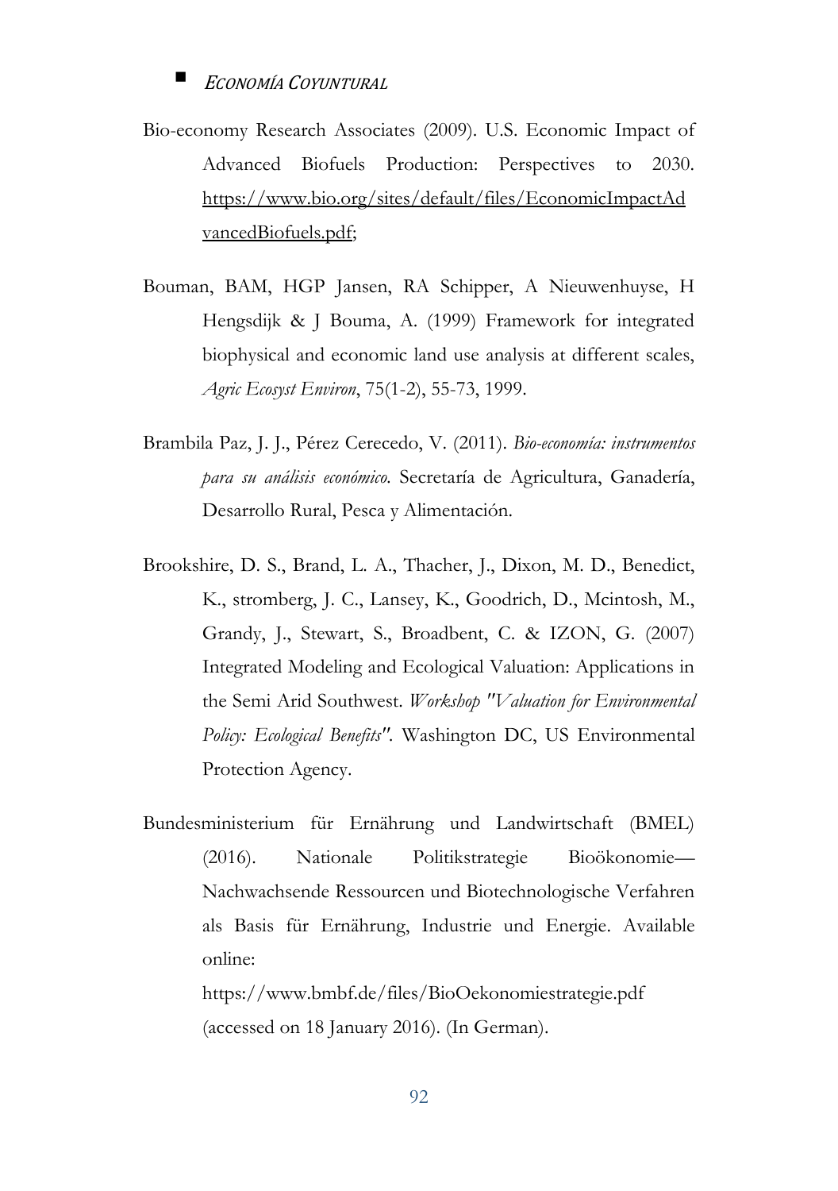Bio-economy Research Associates (2009). U.S. Economic Impact of Advanced Biofuels Production: Perspectives to 2030. https://www.bio.org/sites/default/files/EconomicImpactAdvancedBiofuels.pdf;

Bouman, BAM, HGP Jansen, RA Schipper, A Nieuwenhuyse, H Hengsdijk & J Bouma, A. (1999) Framework for integrated biophysical and economic land use analysis at different scales, *Agric Ecosyst Environ*, 75(1-2), 55-73, 1999.

Brambila Paz, J. J., Pérez Cerecedo, V. (2011). *Bio-economía: instrumentos para su análisis económico.* Secretaría de Agricultura, Ganadería, Desarrollo Rural, Pesca y Alimentación.

Brookshire, D. S., Brand, L. A., Thacher, J., Dixon, M. D., Benedict, K., stromberg, J. C., Lansey, K., Goodrich, D., Mcintosh, M., Grandy, J., Stewart, S., Broadbent, C. & IZON, G. (2007) Integrated Modeling and Ecological Valuation: Applications in the Semi Arid Southwest. *Workshop "Valuation for Environmental Policy: Ecological Benefits"*. Washington DC, US Environmental Protection Agency.

Bundesministerium für Ernährung und Landwirtschaft (BMEL) (2016). Nationale Politikstrategie Bioökonomie—Nachwachsende Ressourcen und Biotechnologische Verfahren als Basis für Ernährung, Industrie und Energie. Available online: https://www.bmbf.de/files/BioOekonomiestrategie.pdf (accessed on 18 January 2016). (In German).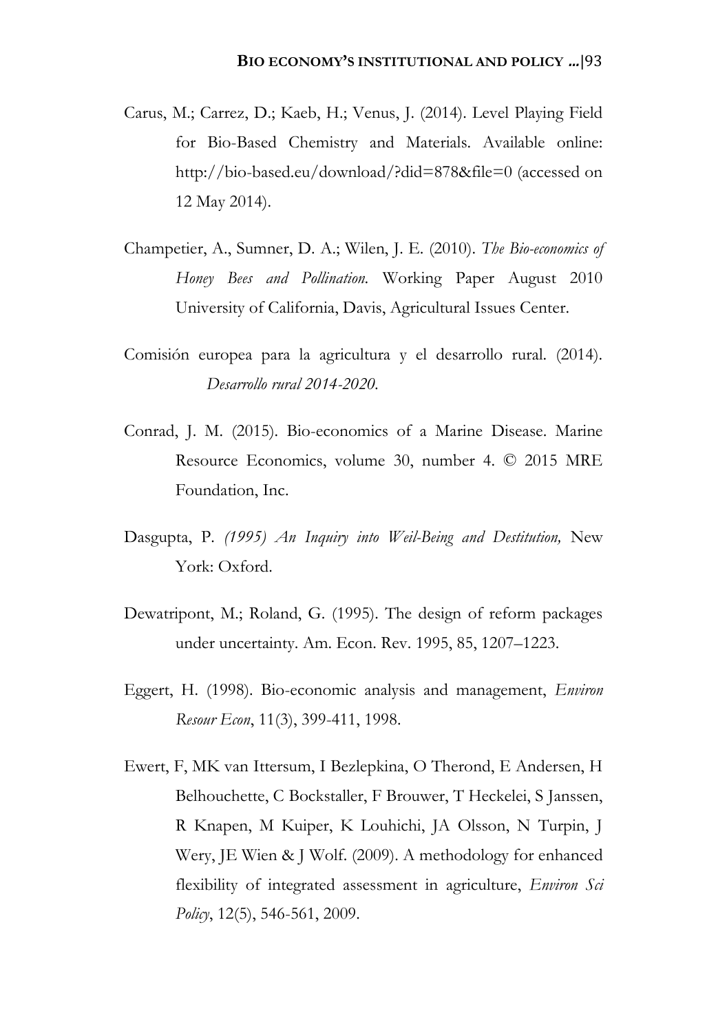Carus, M.; Carrez, D.; Kaeb, H.; Venus, J. (2014). Level Playing Field for Bio-Based Chemistry and Materials. Available online: http://bio-based.eu/download/?did=878&file=0 (accessed on 12 May 2014).

Champetier, A., Sumner, D. A.; Wilen, J. E. (2010). *The Bio-economics of Honey Bees and Pollination.* Working Paper August 2010 University of California, Davis, Agricultural Issues Center.

Comisión europea para la agricultura y el desarrollo rural. (2014). *Desarrollo rural 2014-2020.*

Conrad, J. M. (2015). Bio-economics of a Marine Disease. Marine Resource Economics, volume 30, number 4. © 2015 MRE Foundation, Inc.

Dasgupta, P. *(1995) An Inquiry into Weil-Being and Destitution,* New York: Oxford.

Dewatripont, M.; Roland, G. (1995). The design of reform packages under uncertainty. Am. Econ. Rev. 1995, 85, 1207–1223.

Eggert, H. (1998). Bio-economic analysis and management, *Environ Resour Econ*, 11(3), 399-411, 1998.

Ewert, F, MK van Ittersum, I Bezlepkina, O Therond, E Andersen, H Belhouchette, C Bockstaller, F Brouwer, T Heckelei, S Janssen, R Knapen, M Kuiper, K Louhichi, JA Olsson, N Turpin, J Wery, JE Wien & J Wolf. (2009). A methodology for enhanced flexibility of integrated assessment in agriculture, *Environ Sci Policy*, 12(5), 546-561, 2009.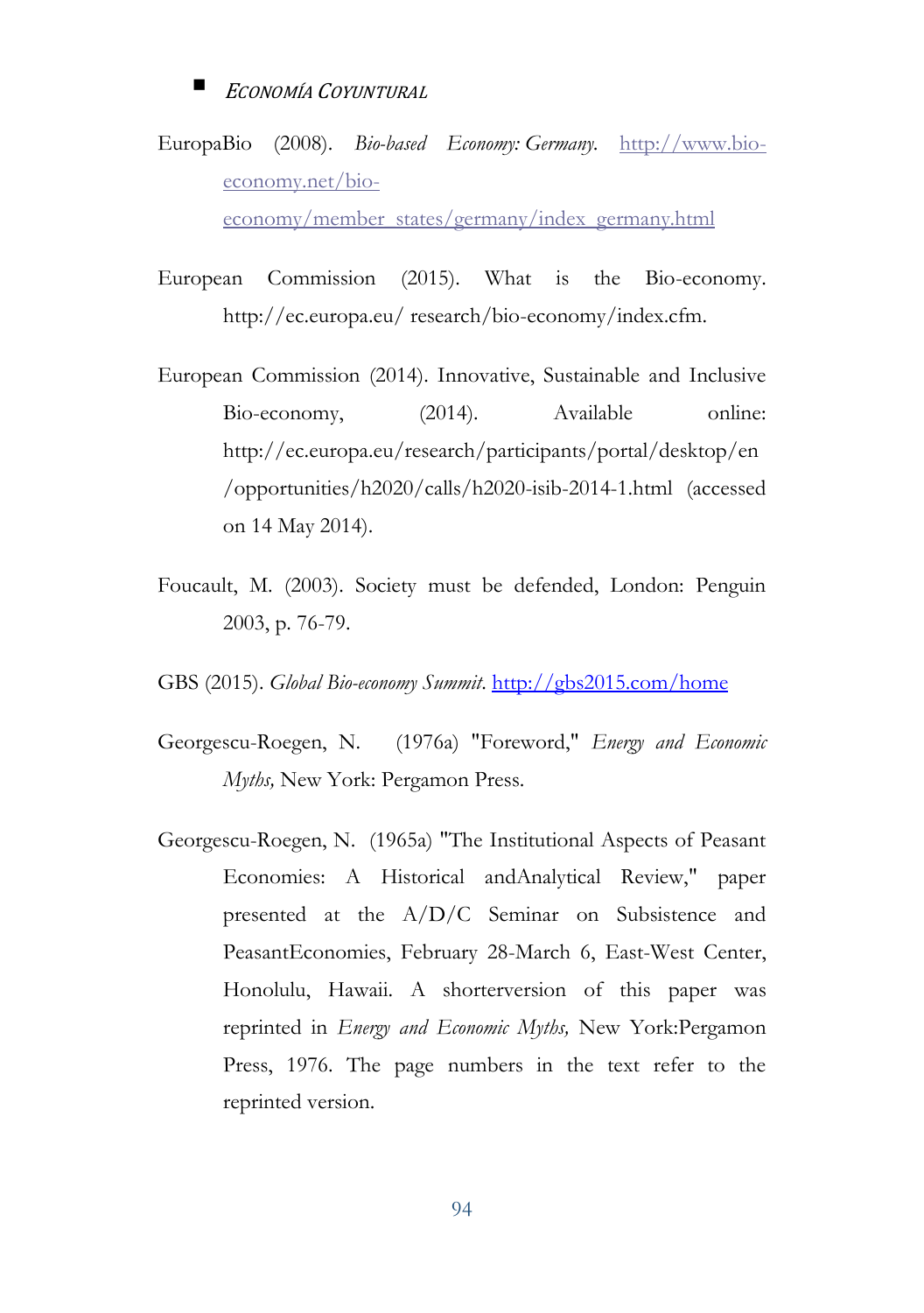- *Economía Coyuntural*

EuropaBio (2008). *Bio-based Economy: Germany*. http://www.bio-economy.net/bio-economy/member_states/germany/index_germany.html

European Commission (2015). What is the Bio-economy. http://ec.europa.eu/ research/bio-economy/index.cfm.

European Commission (2014). Innovative, Sustainable and Inclusive Bio-economy, (2014). Available online: http://ec.europa.eu/research/participants/portal/desktop/en /opportunities/h2020/calls/h2020-isib-2014-1.html (accessed on 14 May 2014).

Foucault, M. (2003). Society must be defended, London: Penguin 2003, p. 76-79.

GBS (2015). *Global Bio-economy Summit*. http://gbs2015.com/home

Georgescu-Roegen, N. (1976a) "Foreword," *Energy and Economic Myths,* New York: Pergamon Press.

Georgescu-Roegen, N. (1965a) "The Institutional Aspects of Peasant Economies: A Historical andAnalytical Review," paper presented at the A/D/C Seminar on Subsistence and PeasantEconomies, February 28-March 6, East-West Center, Honolulu, Hawaii. A shorterversion of this paper was reprinted in *Energy and Economic Myths,* New York:Pergamon Press, 1976. The page numbers in the text refer to the reprinted version.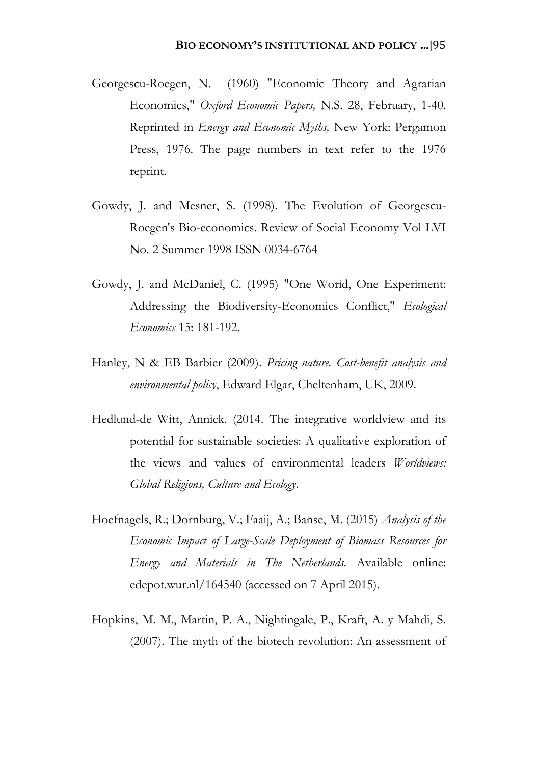Georgescu-Roegen, N. (1960) "Economic Theory and Agrarian Economics," *Oxford Economic Papers,* N.S. 28, February, 1-40. Reprinted in *Energy and Economic Myths,* New York: Pergamon Press, 1976. The page numbers in text refer to the 1976 reprint.

Gowdy, J. and Mesner, S. (1998). The Evolution of Georgescu-Roegen's Bio-economics. Review of Social Economy Vol LVI No. 2 Summer 1998 ISSN 0034-6764

Gowdy, J. and McDaniel, C. (1995) "One Worid, One Experiment: Addressing the Biodiversity-Economics Conflict," *Ecological Economics* 15: 181-192.

Hanley, N & EB Barbier (2009). *Pricing nature. Cost-benefit analysis and environmental policy*, Edward Elgar, Cheltenham, UK, 2009.

Hedlund-de Witt, Annick. (2014. The integrative worldview and its potential for sustainable societies: A qualitative exploration of the views and values of environmental leaders *Worldviews: Global Religions, Culture and Ecology*.

Hoefnagels, R.; Dornburg, V.; Faaij, A.; Banse, M. (2015) *Analysis of the Economic Impact of Large-Scale Deployment of Biomass Resources for Energy and Materials in The Netherlands*. Available online: edepot.wur.nl/164540 (accessed on 7 April 2015).

Hopkins, M. M., Martin, P. A., Nightingale, P., Kraft, A. y Mahdi, S. (2007). The myth of the biotech revolution: An assessment of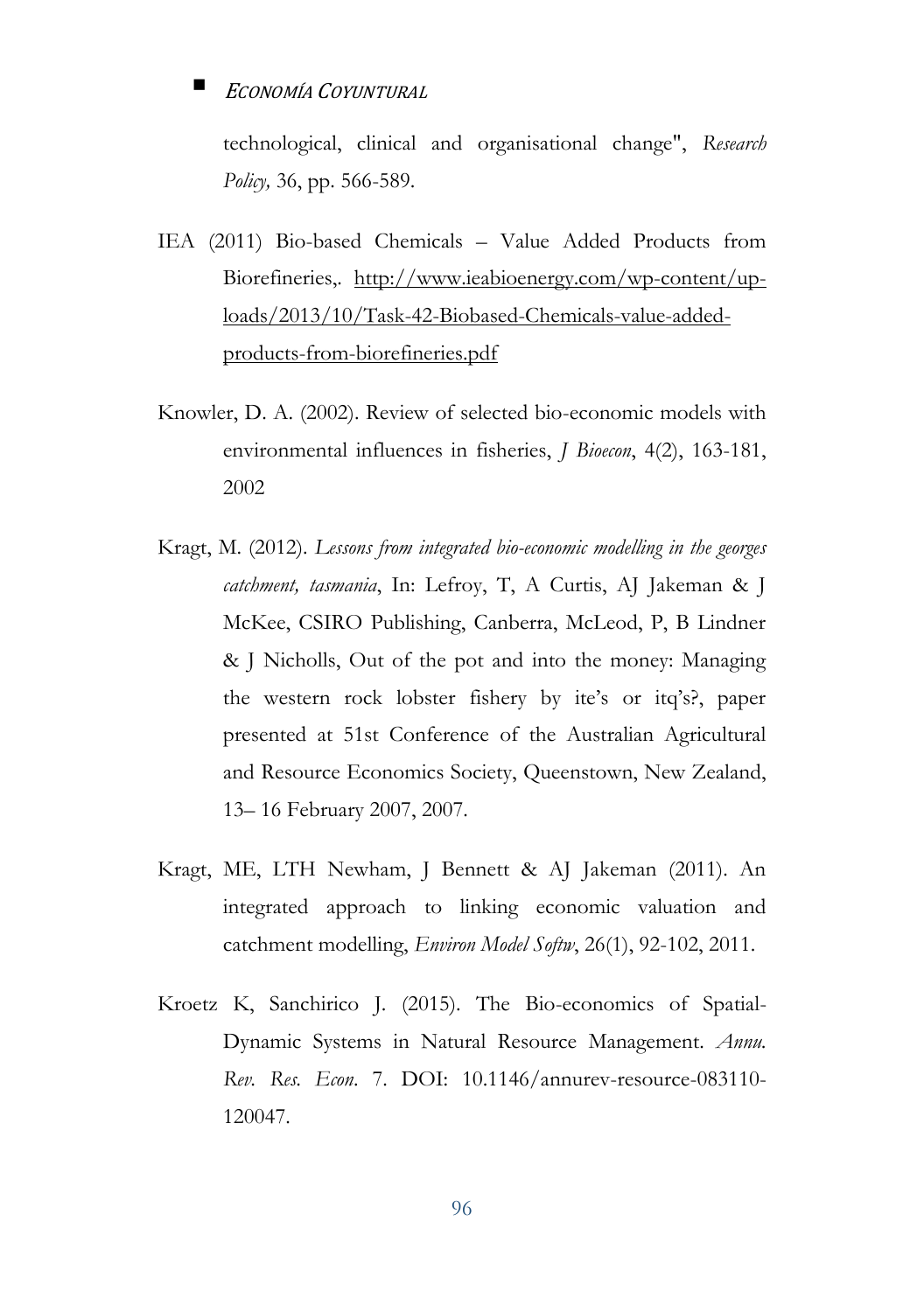technological, clinical and organisational change", *Research Policy,* 36, pp. 566-589.

IEA (2011) Bio-based Chemicals – Value Added Products from Biorefineries,. http://www.ieabioenergy.com/wp-content/uploads/2013/10/Task-42-Biobased-Chemicals-value-added-products-from-biorefineries.pdf

Knowler, D. A. (2002). Review of selected bio-economic models with environmental influences in fisheries, *J Bioecon*, 4(2), 163-181, 2002

Kragt, M. (2012). *Lessons from integrated bio-economic modelling in the georges catchment, tasmania*, In: Lefroy, T, A Curtis, AJ Jakeman & J McKee, CSIRO Publishing, Canberra, McLeod, P, B Lindner & J Nicholls, Out of the pot and into the money: Managing the western rock lobster fishery by ite's or itq's?, paper presented at 51st Conference of the Australian Agricultural and Resource Economics Society, Queenstown, New Zealand, 13– 16 February 2007, 2007.

Kragt, ME, LTH Newham, J Bennett & AJ Jakeman (2011). An integrated approach to linking economic valuation and catchment modelling, *Environ Model Softw*, 26(1), 92-102, 2011.

Kroetz K, Sanchirico J. (2015). The Bio-economics of Spatial-Dynamic Systems in Natural Resource Management. *Annu. Rev. Res. Econ*. 7. DOI: 10.1146/annurev-resource-083110-120047.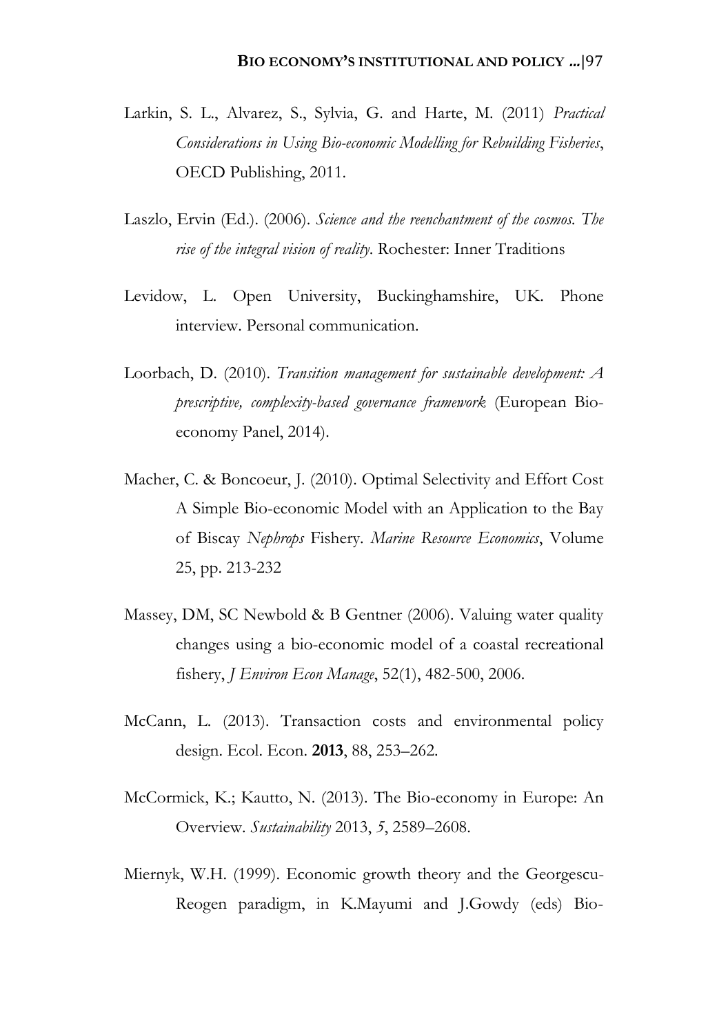Larkin, S. L., Alvarez, S., Sylvia, G. and Harte, M. (2011) *Practical Considerations in Using Bio-economic Modelling for Rebuilding Fisheries*, OECD Publishing, 2011.

Laszlo, Ervin (Ed.). (2006). *Science and the reenchantment of the cosmos. The rise of the integral vision of reality*. Rochester: Inner Traditions

Levidow, L. Open University, Buckinghamshire, UK. Phone interview. Personal communication.

Loorbach, D. (2010). *Transition management for sustainable development: A prescriptive, complexity-based governance framework* (European Bio-economy Panel, 2014).

Macher, C. & Boncoeur, J. (2010). Optimal Selectivity and Effort Cost A Simple Bio-economic Model with an Application to the Bay of Biscay *Nephrops* Fishery. *Marine Resource Economics*, Volume 25, pp. 213-232

Massey, DM, SC Newbold & B Gentner (2006). Valuing water quality changes using a bio-economic model of a coastal recreational fishery, *J Environ Econ Manage*, 52(1), 482-500, 2006.

McCann, L. (2013). Transaction costs and environmental policy design. Ecol. Econ. **2013**, 88, 253–262.

McCormick, K.; Kautto, N. (2013). The Bio-economy in Europe: An Overview. *Sustainability* 2013, *5*, 2589–2608.

Miernyk, W.H. (1999). Economic growth theory and the Georgescu-Reogen paradigm, in K.Mayumi and J.Gowdy (eds) Bio-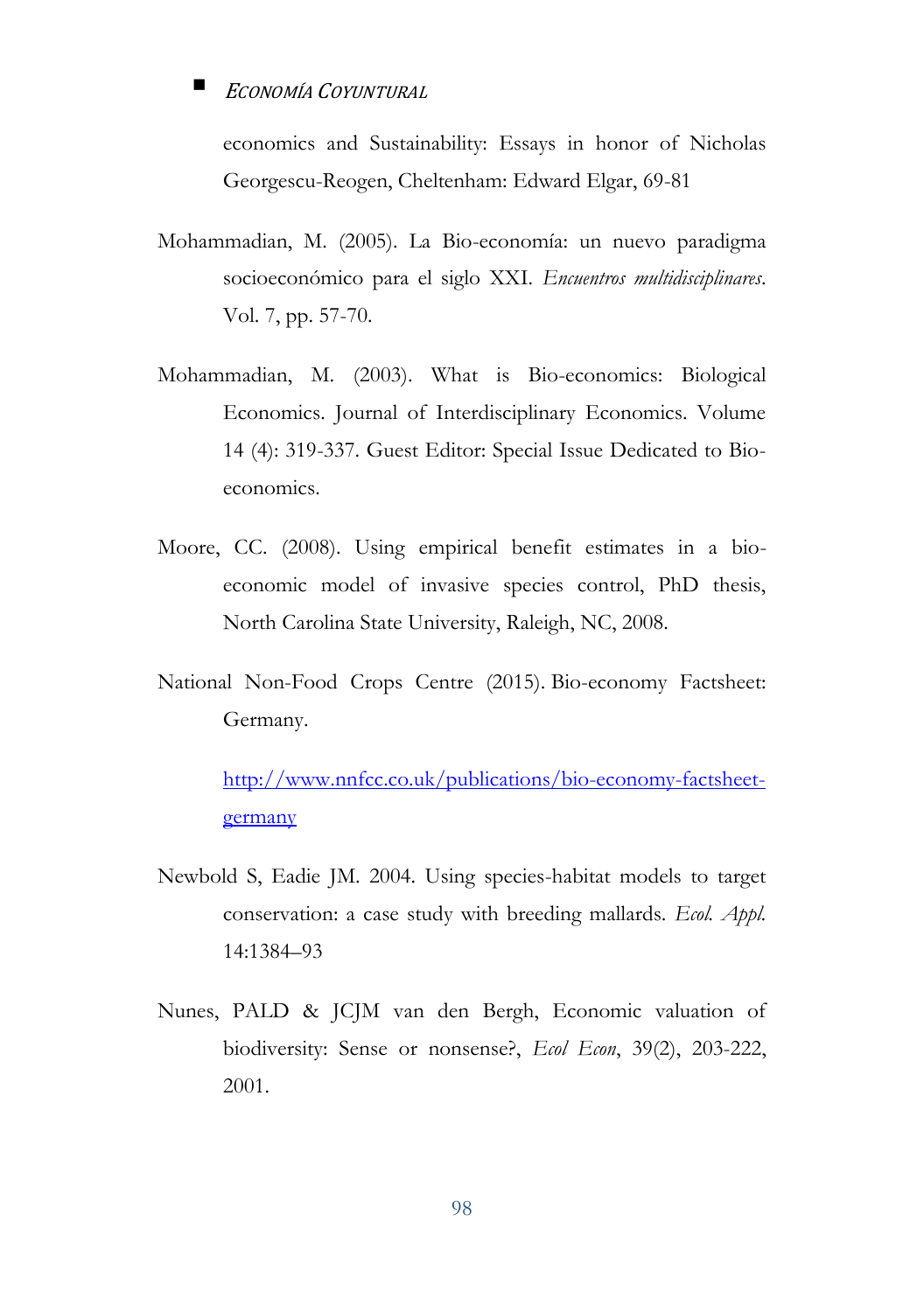economics and Sustainability: Essays in honor of Nicholas Georgescu-Reogen, Cheltenham: Edward Elgar, 69-81

Mohammadian, M. (2005). La Bio-economía: un nuevo paradigma socioeconómico para el siglo XXI. *Encuentros multidisciplinares*. Vol. 7, pp. 57-70.

Mohammadian, M. (2003). What is Bio-economics: Biological Economics. Journal of Interdisciplinary Economics. Volume 14 (4): 319-337. Guest Editor: Special Issue Dedicated to Bio-economics.

Moore, CC. (2008). Using empirical benefit estimates in a bio-economic model of invasive species control, PhD thesis, North Carolina State University, Raleigh, NC, 2008.

National Non-Food Crops Centre (2015). Bio-economy Factsheet: Germany.

http://www.nnfcc.co.uk/publications/bio-economy-factsheet-germany

Newbold S, Eadie JM. 2004. Using species-habitat models to target conservation: a case study with breeding mallards. *Ecol. Appl.* 14:1384–93

Nunes, PALD & JCJM van den Bergh, Economic valuation of biodiversity: Sense or nonsense?, *Ecol Econ*, 39(2), 203-222, 2001.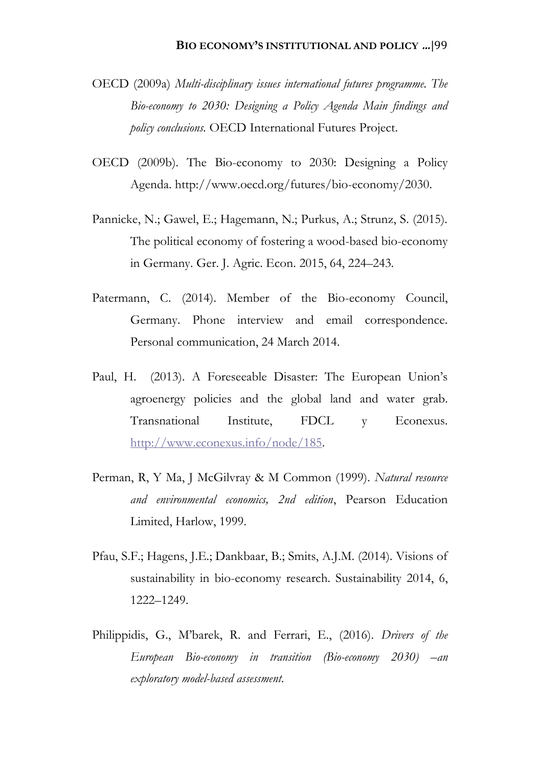OECD (2009a) *Multi-disciplinary issues international futures programme. The Bio-economy to 2030: Designing a Policy Agenda Main findings and policy conclusions.* OECD International Futures Project.

OECD (2009b). The Bio-economy to 2030: Designing a Policy Agenda. http://www.oecd.org/futures/bio-economy/2030.

Pannicke, N.; Gawel, E.; Hagemann, N.; Purkus, A.; Strunz, S. (2015). The political economy of fostering a wood-based bio-economy in Germany. Ger. J. Agric. Econ. 2015, 64, 224–243.

Patermann, C. (2014). Member of the Bio-economy Council, Germany. Phone interview and email correspondence. Personal communication, 24 March 2014.

Paul, H. (2013). A Foreseeable Disaster: The European Union's agroenergy policies and the global land and water grab. Transnational Institute, FDCL y Econexus. http://www.econexus.info/node/185.

Perman, R, Y Ma, J McGilvray & M Common (1999). *Natural resource and environmental economics, 2nd edition*, Pearson Education Limited, Harlow, 1999.

Pfau, S.F.; Hagens, J.E.; Dankbaar, B.; Smits, A.J.M. (2014). Visions of sustainability in bio-economy research. Sustainability 2014, 6, 1222–1249.

Philippidis, G., M'barek, R. and Ferrari, E., (2016). *Drivers of the European Bio-economy in transition (Bio-economy 2030) –an exploratory model-based assessment.*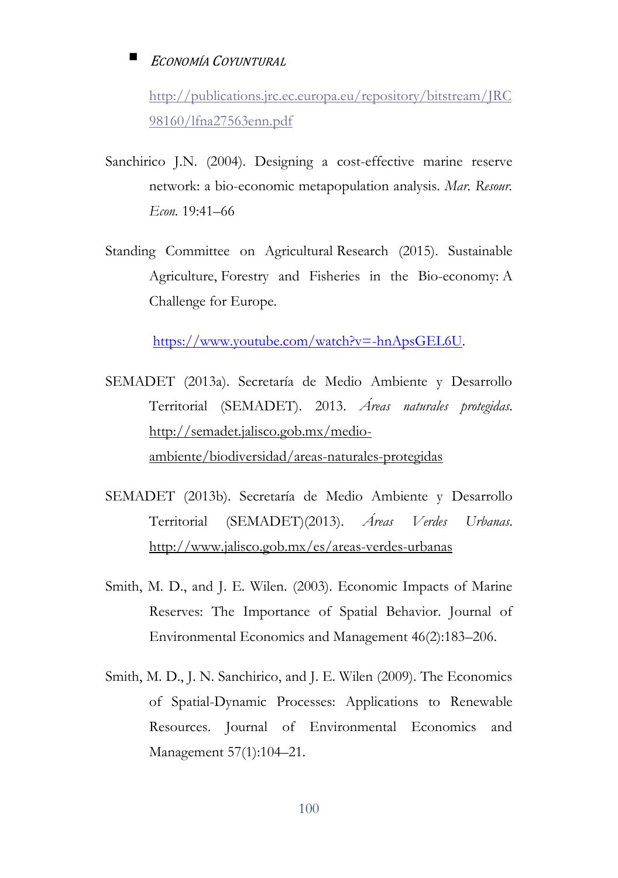http://publications.jrc.ec.europa.eu/repository/bitstream/JRC98160/lfna27563enn.pdf

Sanchirico J.N. (2004). Designing a cost-effective marine reserve network: a bio-economic metapopulation analysis. *Mar. Resour. Econ.* 19:41–66

Standing Committee on Agricultural Research (2015). Sustainable Agriculture, Forestry and Fisheries in the Bio-economy: A Challenge for Europe.

https://www.youtube.com/watch?v=-hnApsGEL6U.

SEMADET (2013a). Secretaría de Medio Ambiente y Desarrollo Territorial (SEMADET). 2013. *Áreas naturales protegidas*. http://semadet.jalisco.gob.mx/medio-ambiente/biodiversidad/areas-naturales-protegidas

SEMADET (2013b). Secretaría de Medio Ambiente y Desarrollo Territorial (SEMADET)(2013). *Áreas Verdes Urbanas*. http://www.jalisco.gob.mx/es/areas-verdes-urbanas

Smith, M. D., and J. E. Wilen. (2003). Economic Impacts of Marine Reserves: The Importance of Spatial Behavior. Journal of Environmental Economics and Management 46(2):183–206.

Smith, M. D., J. N. Sanchirico, and J. E. Wilen (2009). The Economics of Spatial-Dynamic Processes: Applications to Renewable Resources. Journal of Environmental Economics and Management 57(1):104–21.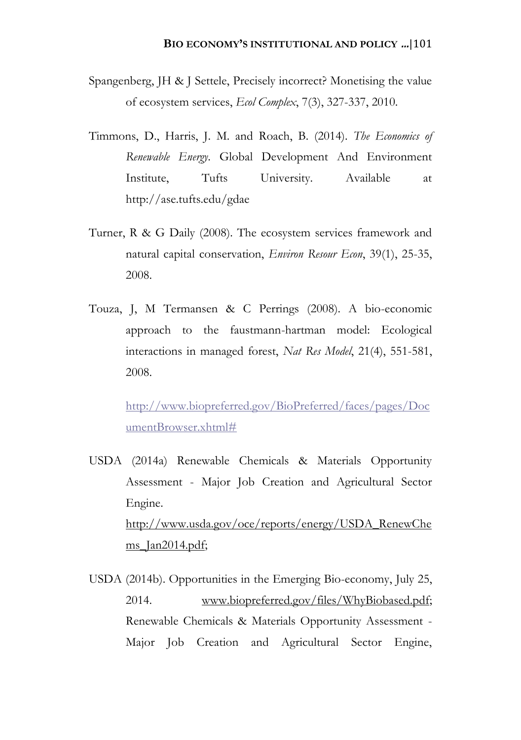Spangenberg, JH & J Settele, Precisely incorrect? Monetising the value of ecosystem services, *Ecol Complex*, 7(3), 327-337, 2010.

Timmons, D., Harris, J. M. and Roach, B. (2014). *The Economics of Renewable Energy*. Global Development And Environment Institute, Tufts University. Available at http://ase.tufts.edu/gdae

Turner, R & G Daily (2008). The ecosystem services framework and natural capital conservation, *Environ Resour Econ*, 39(1), 25-35, 2008.

Touza, J, M Termansen & C Perrings (2008). A bio-economic approach to the faustmann-hartman model: Ecological interactions in managed forest, *Nat Res Model*, 21(4), 551-581, 2008.

http://www.biopreferred.gov/BioPreferred/faces/pages/DocumentBrowser.xhtml#

USDA (2014a) Renewable Chemicals & Materials Opportunity Assessment - Major Job Creation and Agricultural Sector Engine. http://www.usda.gov/oce/reports/energy/USDA_RenewChems_Jan2014.pdf;

USDA (2014b). Opportunities in the Emerging Bio-economy, July 25, 2014. www.biopreferred.gov/files/WhyBiobased.pdf; Renewable Chemicals & Materials Opportunity Assessment - Major Job Creation and Agricultural Sector Engine,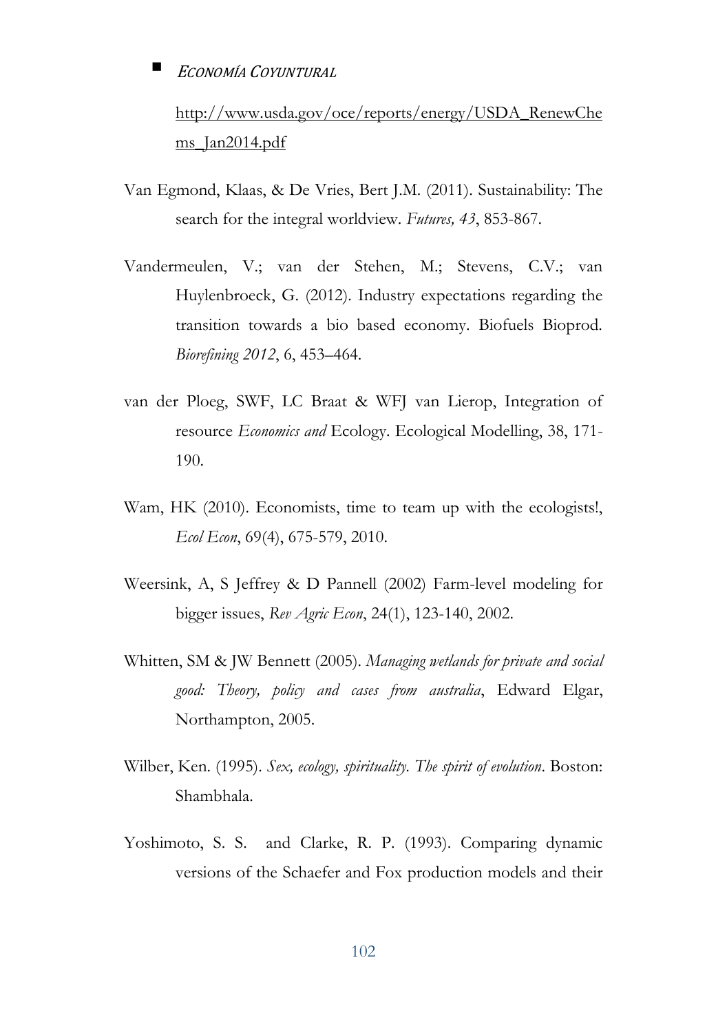http://www.usda.gov/oce/reports/energy/USDA_RenewChems_Jan2014.pdf

Van Egmond, Klaas, & De Vries, Bert J.M. (2011). Sustainability: The search for the integral worldview. *Futures, 43*, 853-867.

Vandermeulen, V.; van der Stehen, M.; Stevens, C.V.; van Huylenbroeck, G. (2012). Industry expectations regarding the transition towards a bio based economy. Biofuels Bioprod. *Biorefining 2012*, 6, 453–464.

van der Ploeg, SWF, LC Braat & WFJ van Lierop, Integration of resource *Economics and* Ecology. Ecological Modelling, 38, 171-190.

Wam, HK (2010). Economists, time to team up with the ecologists!, *Ecol Econ*, 69(4), 675-579, 2010.

Weersink, A, S Jeffrey & D Pannell (2002) Farm-level modeling for bigger issues, *Rev Agric Econ*, 24(1), 123-140, 2002.

Whitten, SM & JW Bennett (2005). *Managing wetlands for private and social good: Theory, policy and cases from australia*, Edward Elgar, Northampton, 2005.

Wilber, Ken. (1995). *Sex, ecology, spirituality. The spirit of evolution*. Boston: Shambhala.

Yoshimoto, S. S. and Clarke, R. P. (1993). Comparing dynamic versions of the Schaefer and Fox production models and their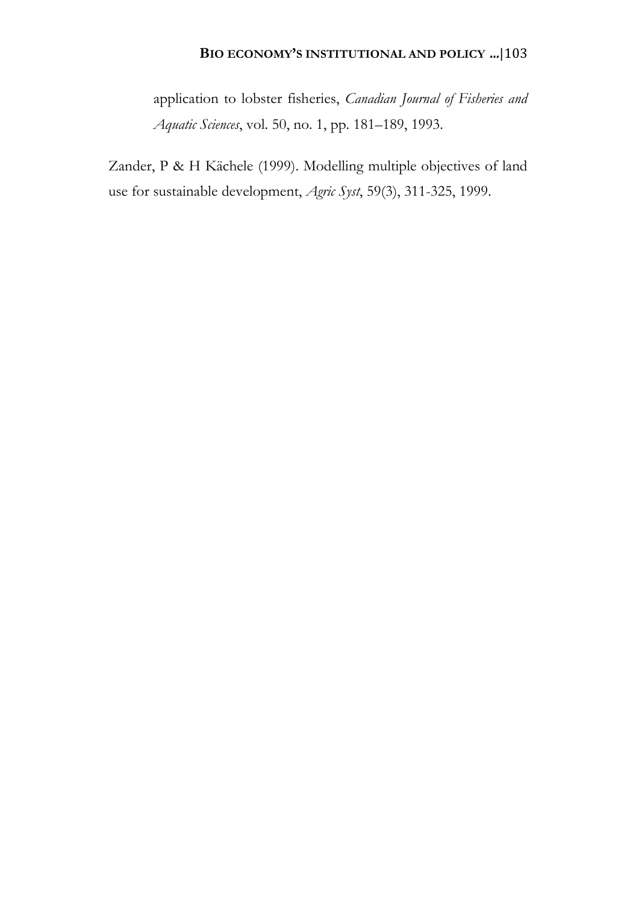application to lobster fisheries, *Canadian Journal of Fisheries and Aquatic Sciences*, vol. 50, no. 1, pp. 181–189, 1993.

Zander, P & H Kächele (1999). Modelling multiple objectives of land use for sustainable development, *Agric Syst*, 59(3), 311-325, 1999.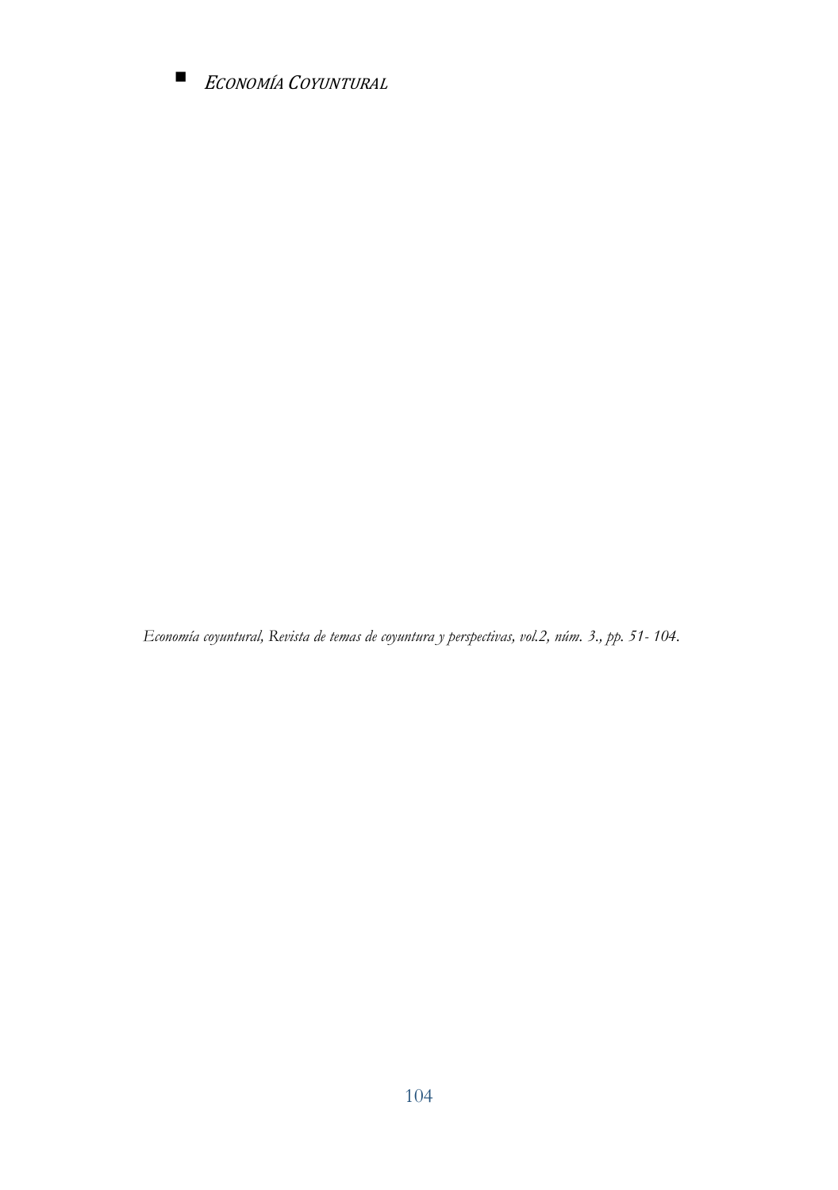*Economía coyuntural, Revista de temas de coyuntura y perspectivas, vol.2, núm. 3., pp. 51- 104.*